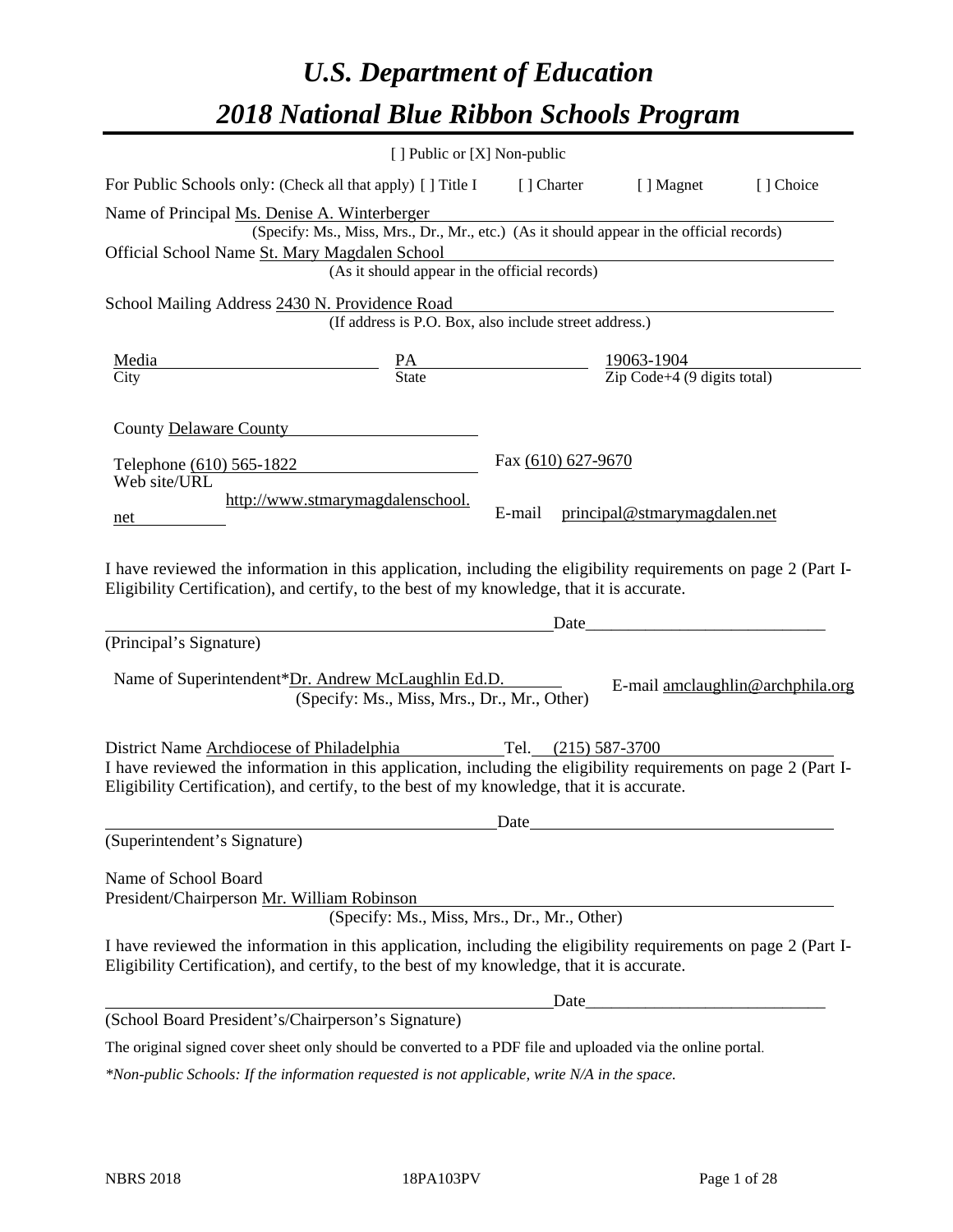# *U.S. Department of Education*

# *2018 National Blue Ribbon Schools Program*

[ ] Public or [X] Non-public

For Public Schools only: (Check all that apply) [ ] Title I [ ] Charter [ ] Magnet [ ] Choice

Name of Principal Ms. Denise A. Winterberger
(Specify: Ms., Miss, Mrs., Dr., Mr., etc.) (As it should appear in the official records)

Official School Name St. Mary Magdalen School
(As it should appear in the official records)

School Mailing Address 2430 N. Providence Road
(If address is P.O. Box, also include street address.)

| Media | PA | 19063-1904 |
|---|---|---|
| City | State | Zip Code+4 (9 digits total) |

County Delaware County

Telephone (610) 565-1822

Fax (610) 627-9670

Web site/URL http://www.stmarymagdalenschool.net

E-mail principal@stmarymagdalen.net

I have reviewed the information in this application, including the eligibility requirements on page 2 (Part I-Eligibility Certification), and certify, to the best of my knowledge, that it is accurate.

_________________________________________ Date_____________________________

(Principal's Signature)

Name of Superintendent*Dr. Andrew McLaughlin Ed.D.
(Specify: Ms., Miss, Mrs., Dr., Mr., Other)

E-mail amclaughlin@archphila.org

District Name Archdiocese of Philadelphia Tel. (215) 587-3700

I have reviewed the information in this application, including the eligibility requirements on page 2 (Part I-Eligibility Certification), and certify, to the best of my knowledge, that it is accurate.

_________________________________________ Date_____________________________

(Superintendent's Signature)

Name of School Board
President/Chairperson Mr. William Robinson
(Specify: Ms., Miss, Mrs., Dr., Mr., Other)

I have reviewed the information in this application, including the eligibility requirements on page 2 (Part I-Eligibility Certification), and certify, to the best of my knowledge, that it is accurate.

_________________________________________ Date_____________________________

(School Board President's/Chairperson's Signature)

The original signed cover sheet only should be converted to a PDF file and uploaded via the online portal.

*\*Non-public Schools: If the information requested is not applicable, write N/A in the space.*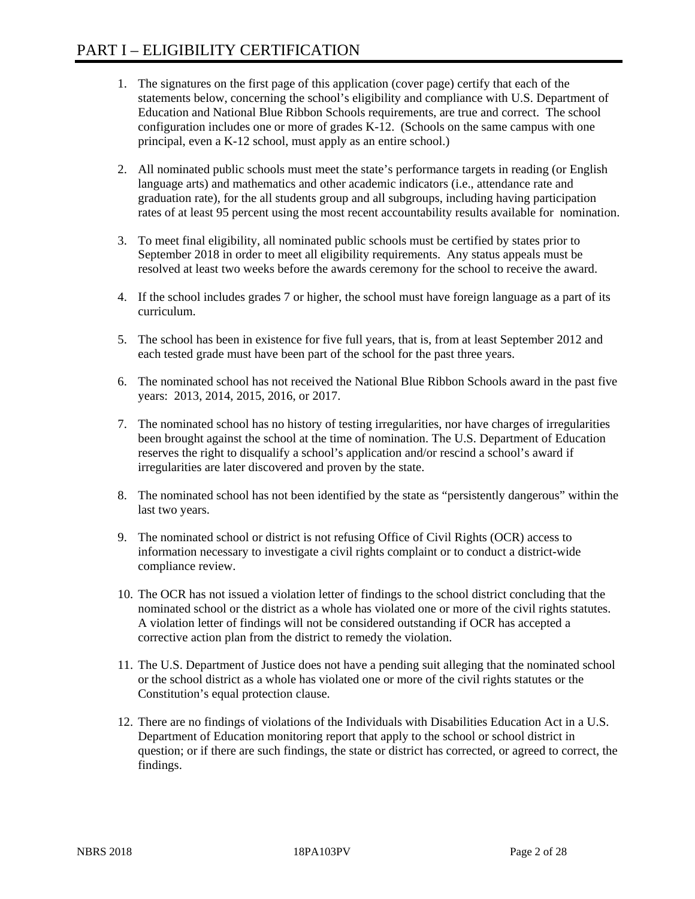# PART I – ELIGIBILITY CERTIFICATION

1. The signatures on the first page of this application (cover page) certify that each of the statements below, concerning the school's eligibility and compliance with U.S. Department of Education and National Blue Ribbon Schools requirements, are true and correct. The school configuration includes one or more of grades K-12. (Schools on the same campus with one principal, even a K-12 school, must apply as an entire school.)

2. All nominated public schools must meet the state's performance targets in reading (or English language arts) and mathematics and other academic indicators (i.e., attendance rate and graduation rate), for the all students group and all subgroups, including having participation rates of at least 95 percent using the most recent accountability results available for nomination.

3. To meet final eligibility, all nominated public schools must be certified by states prior to September 2018 in order to meet all eligibility requirements. Any status appeals must be resolved at least two weeks before the awards ceremony for the school to receive the award.

4. If the school includes grades 7 or higher, the school must have foreign language as a part of its curriculum.

5. The school has been in existence for five full years, that is, from at least September 2012 and each tested grade must have been part of the school for the past three years.

6. The nominated school has not received the National Blue Ribbon Schools award in the past five years: 2013, 2014, 2015, 2016, or 2017.

7. The nominated school has no history of testing irregularities, nor have charges of irregularities been brought against the school at the time of nomination. The U.S. Department of Education reserves the right to disqualify a school's application and/or rescind a school's award if irregularities are later discovered and proven by the state.

8. The nominated school has not been identified by the state as "persistently dangerous" within the last two years.

9. The nominated school or district is not refusing Office of Civil Rights (OCR) access to information necessary to investigate a civil rights complaint or to conduct a district-wide compliance review.

10. The OCR has not issued a violation letter of findings to the school district concluding that the nominated school or the district as a whole has violated one or more of the civil rights statutes. A violation letter of findings will not be considered outstanding if OCR has accepted a corrective action plan from the district to remedy the violation.

11. The U.S. Department of Justice does not have a pending suit alleging that the nominated school or the school district as a whole has violated one or more of the civil rights statutes or the Constitution's equal protection clause.

12. There are no findings of violations of the Individuals with Disabilities Education Act in a U.S. Department of Education monitoring report that apply to the school or school district in question; or if there are such findings, the state or district has corrected, or agreed to correct, the findings.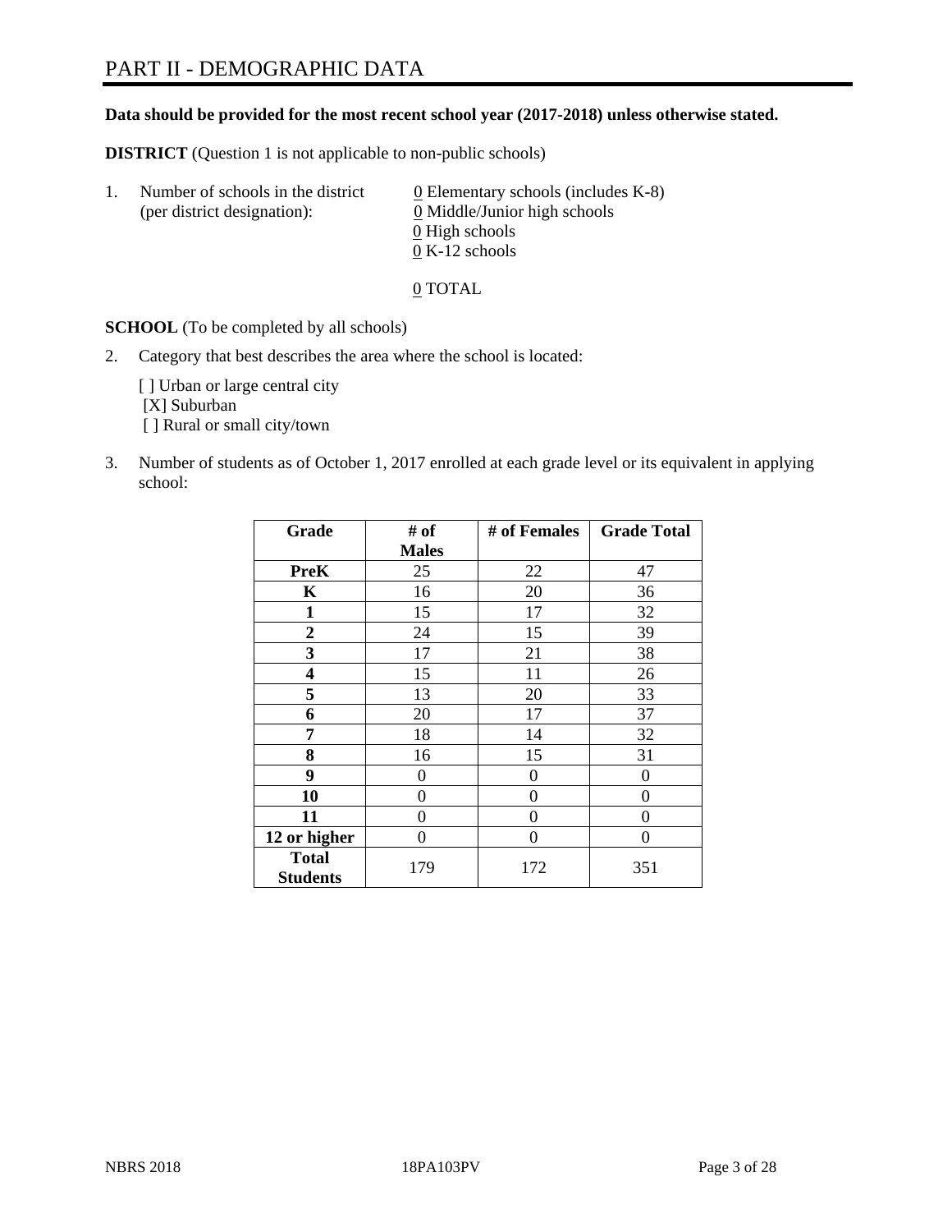# PART II - DEMOGRAPHIC DATA

**Data should be provided for the most recent school year (2017-2018) unless otherwise stated.**

**DISTRICT** (Question 1 is not applicable to non-public schools)

1. Number of schools in the district (per district designation):
   - 0 Elementary schools (includes K-8)
   - 0 Middle/Junior high schools
   - 0 High schools
   - 0 K-12 schools

   0 TOTAL

**SCHOOL** (To be completed by all schools)

2. Category that best describes the area where the school is located:

   [ ] Urban or large central city
   [X] Suburban
   [ ] Rural or small city/town

3. Number of students as of October 1, 2017 enrolled at each grade level or its equivalent in applying school:

| Grade | # of Males | # of Females | Grade Total |
|---|---|---|---|
| **PreK** | 25 | 22 | 47 |
| **K** | 16 | 20 | 36 |
| **1** | 15 | 17 | 32 |
| **2** | 24 | 15 | 39 |
| **3** | 17 | 21 | 38 |
| **4** | 15 | 11 | 26 |
| **5** | 13 | 20 | 33 |
| **6** | 20 | 17 | 37 |
| **7** | 18 | 14 | 32 |
| **8** | 16 | 15 | 31 |
| **9** | 0 | 0 | 0 |
| **10** | 0 | 0 | 0 |
| **11** | 0 | 0 | 0 |
| **12 or higher** | 0 | 0 | 0 |
| **Total Students** | 179 | 172 | 351 |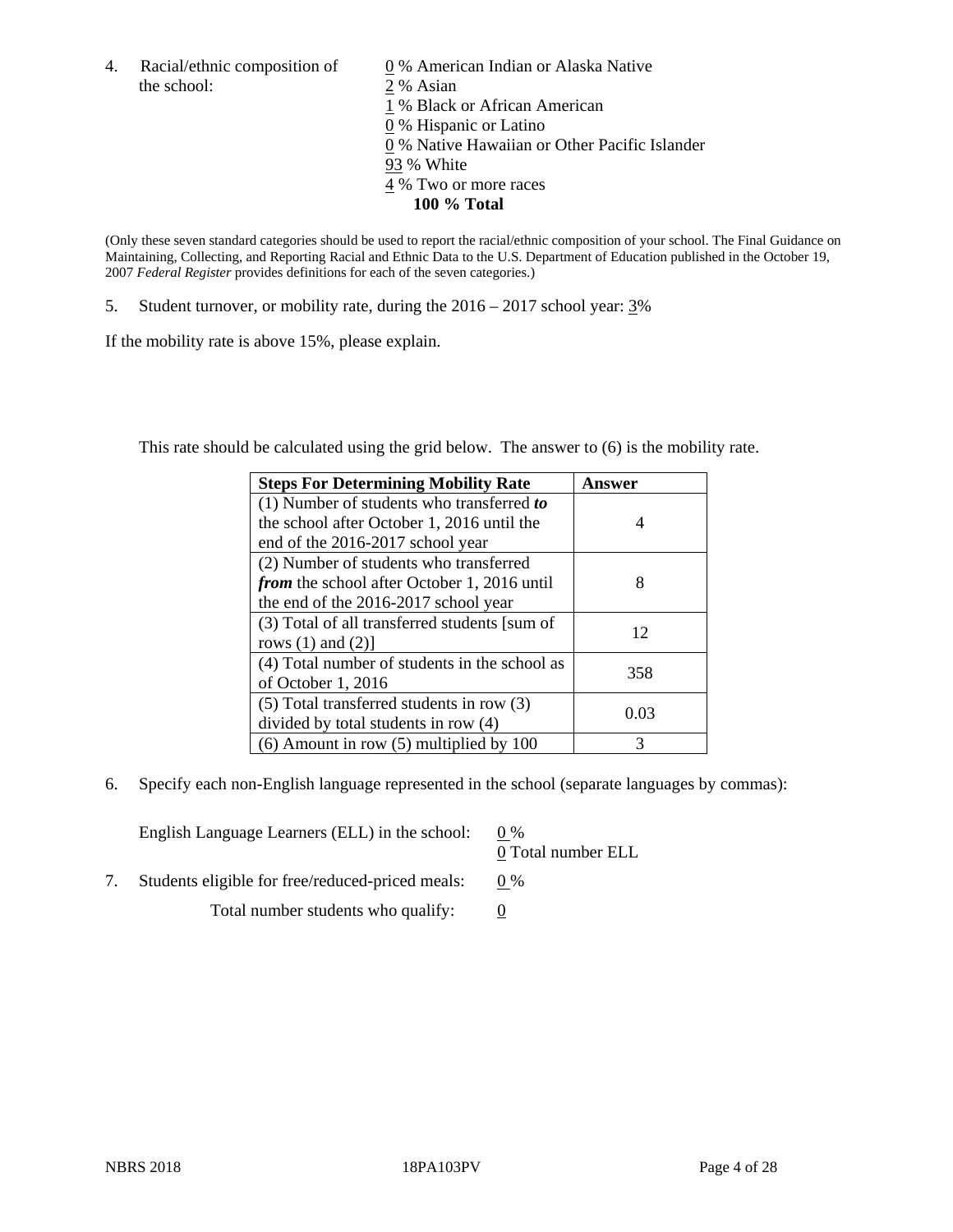4. Racial/ethnic composition of the school:

0 % American Indian or Alaska Native
2 % Asian
1 % Black or African American
0 % Hispanic or Latino
0 % Native Hawaiian or Other Pacific Islander
93 % White
4 % Two or more races
**100 % Total**

(Only these seven standard categories should be used to report the racial/ethnic composition of your school. The Final Guidance on Maintaining, Collecting, and Reporting Racial and Ethnic Data to the U.S. Department of Education published in the October 19, 2007 *Federal Register* provides definitions for each of the seven categories.)

5. Student turnover, or mobility rate, during the 2016 – 2017 school year: 3%

If the mobility rate is above 15%, please explain.

This rate should be calculated using the grid below. The answer to (6) is the mobility rate.

| **Steps For Determining Mobility Rate** | **Answer** |
| --- | --- |
| (1) Number of students who transferred ***to*** the school after October 1, 2016 until the end of the 2016-2017 school year | 4 |
| (2) Number of students who transferred ***from*** the school after October 1, 2016 until the end of the 2016-2017 school year | 8 |
| (3) Total of all transferred students [sum of rows (1) and (2)] | 12 |
| (4) Total number of students in the school as of October 1, 2016 | 358 |
| (5) Total transferred students in row (3) divided by total students in row (4) | 0.03 |
| (6) Amount in row (5) multiplied by 100 | 3 |

6. Specify each non-English language represented in the school (separate languages by commas):

English Language Learners (ELL) in the school: 0 %
0 Total number ELL

7. Students eligible for free/reduced-priced meals: 0 %

Total number students who qualify: 0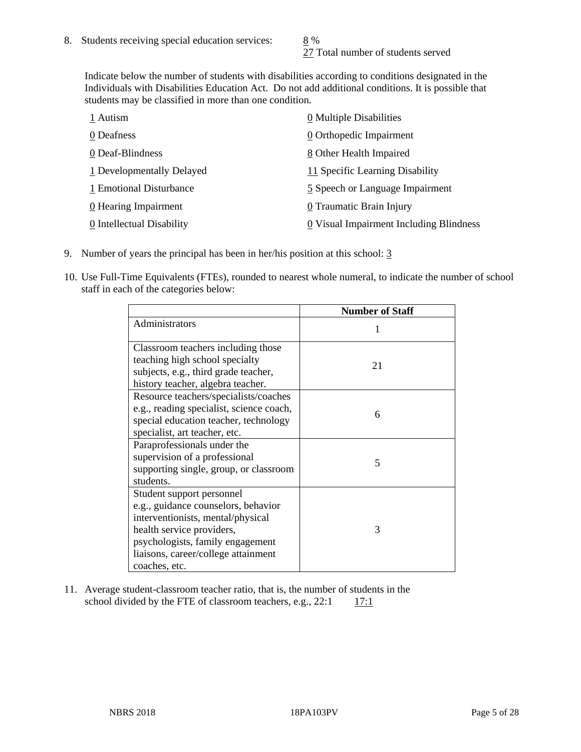8. Students receiving special education services: 8 %
   27 Total number of students served

   Indicate below the number of students with disabilities according to conditions designated in the Individuals with Disabilities Education Act. Do not add additional conditions. It is possible that students may be classified in more than one condition.

   1 Autism
   0 Deafness
   0 Deaf-Blindness
   1 Developmentally Delayed
   1 Emotional Disturbance
   0 Hearing Impairment
   0 Intellectual Disability
   0 Multiple Disabilities
   0 Orthopedic Impairment
   8 Other Health Impaired
   11 Specific Learning Disability
   5 Speech or Language Impairment
   0 Traumatic Brain Injury
   0 Visual Impairment Including Blindness

9. Number of years the principal has been in her/his position at this school: 3

10. Use Full-Time Equivalents (FTEs), rounded to nearest whole numeral, to indicate the number of school staff in each of the categories below:

| | Number of Staff |
|---|---|
| Administrators | 1 |
| Classroom teachers including those teaching high school specialty subjects, e.g., third grade teacher, history teacher, algebra teacher. | 21 |
| Resource teachers/specialists/coaches e.g., reading specialist, science coach, special education teacher, technology specialist, art teacher, etc. | 6 |
| Paraprofessionals under the supervision of a professional supporting single, group, or classroom students. | 5 |
| Student support personnel e.g., guidance counselors, behavior interventionists, mental/physical health service providers, psychologists, family engagement liaisons, career/college attainment coaches, etc. | 3 |

11. Average student-classroom teacher ratio, that is, the number of students in the school divided by the FTE of classroom teachers, e.g., 22:1 17:1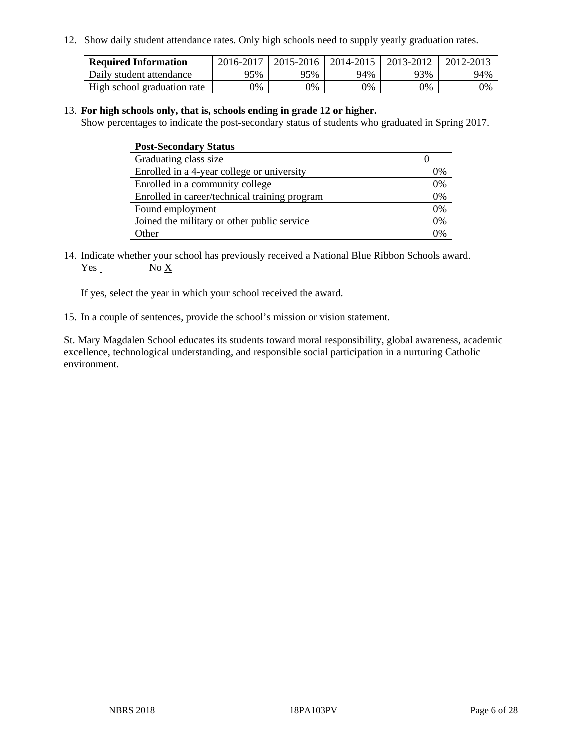12. Show daily student attendance rates. Only high schools need to supply yearly graduation rates.

| Required Information | 2016-2017 | 2015-2016 | 2014-2015 | 2013-2012 | 2012-2013 |
|---|---|---|---|---|---|
| Daily student attendance | 95% | 95% | 94% | 93% | 94% |
| High school graduation rate | 0% | 0% | 0% | 0% | 0% |

13. **For high schools only, that is, schools ending in grade 12 or higher.**
Show percentages to indicate the post-secondary status of students who graduated in Spring 2017.

| Post-Secondary Status | |
|---|---|
| Graduating class size | 0 |
| Enrolled in a 4-year college or university | 0% |
| Enrolled in a community college | 0% |
| Enrolled in career/technical training program | 0% |
| Found employment | 0% |
| Joined the military or other public service | 0% |
| Other | 0% |

14. Indicate whether your school has previously received a National Blue Ribbon Schools award.
Yes ___ No X

If yes, select the year in which your school received the award.

15. In a couple of sentences, provide the school's mission or vision statement.

St. Mary Magdalen School educates its students toward moral responsibility, global awareness, academic excellence, technological understanding, and responsible social participation in a nurturing Catholic environment.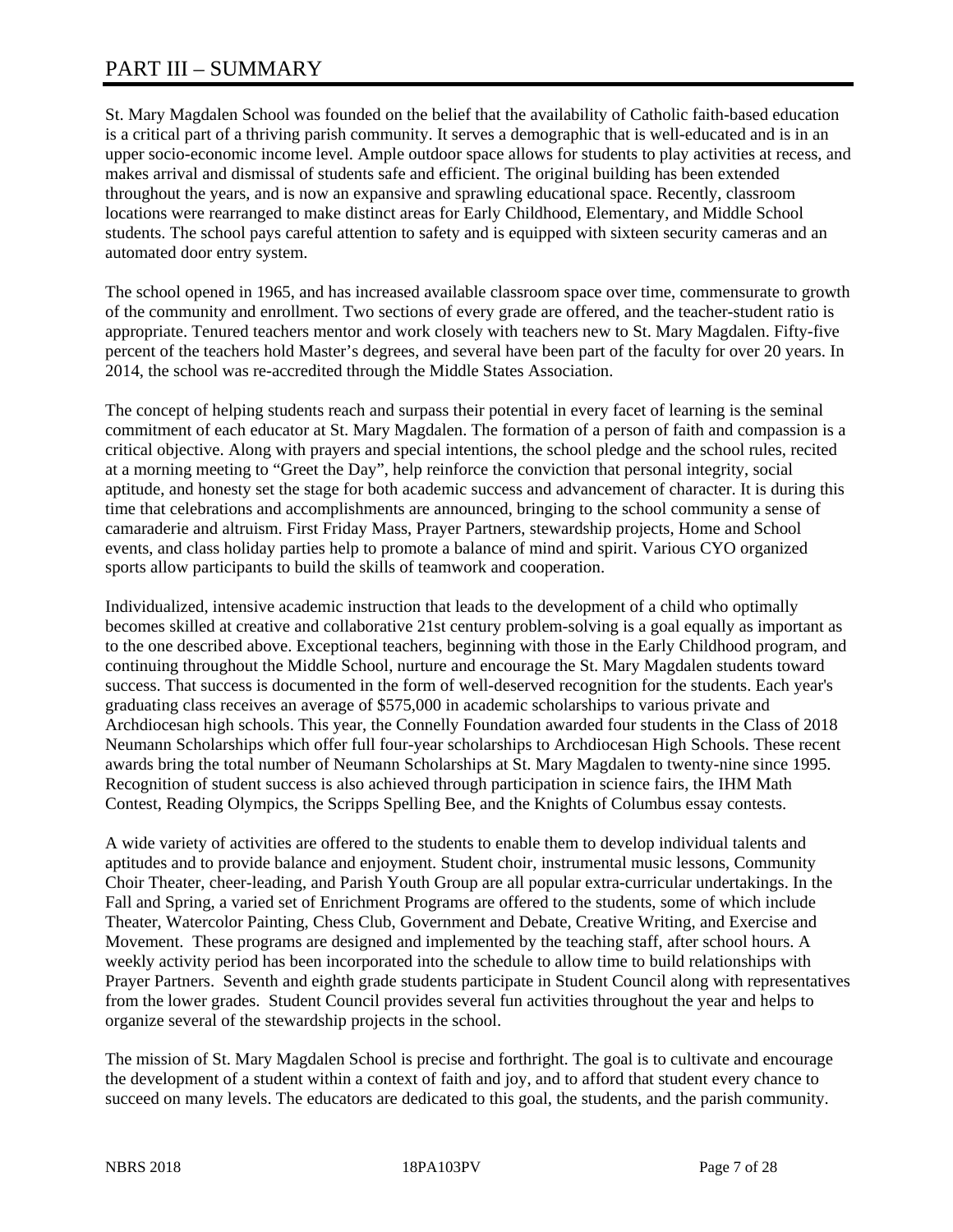# PART III – SUMMARY

St. Mary Magdalen School was founded on the belief that the availability of Catholic faith-based education is a critical part of a thriving parish community. It serves a demographic that is well-educated and is in an upper socio-economic income level. Ample outdoor space allows for students to play activities at recess, and makes arrival and dismissal of students safe and efficient. The original building has been extended throughout the years, and is now an expansive and sprawling educational space. Recently, classroom locations were rearranged to make distinct areas for Early Childhood, Elementary, and Middle School students. The school pays careful attention to safety and is equipped with sixteen security cameras and an automated door entry system.

The school opened in 1965, and has increased available classroom space over time, commensurate to growth of the community and enrollment. Two sections of every grade are offered, and the teacher-student ratio is appropriate. Tenured teachers mentor and work closely with teachers new to St. Mary Magdalen. Fifty-five percent of the teachers hold Master's degrees, and several have been part of the faculty for over 20 years. In 2014, the school was re-accredited through the Middle States Association.

The concept of helping students reach and surpass their potential in every facet of learning is the seminal commitment of each educator at St. Mary Magdalen. The formation of a person of faith and compassion is a critical objective. Along with prayers and special intentions, the school pledge and the school rules, recited at a morning meeting to "Greet the Day", help reinforce the conviction that personal integrity, social aptitude, and honesty set the stage for both academic success and advancement of character. It is during this time that celebrations and accomplishments are announced, bringing to the school community a sense of camaraderie and altruism. First Friday Mass, Prayer Partners, stewardship projects, Home and School events, and class holiday parties help to promote a balance of mind and spirit. Various CYO organized sports allow participants to build the skills of teamwork and cooperation.

Individualized, intensive academic instruction that leads to the development of a child who optimally becomes skilled at creative and collaborative 21st century problem-solving is a goal equally as important as to the one described above. Exceptional teachers, beginning with those in the Early Childhood program, and continuing throughout the Middle School, nurture and encourage the St. Mary Magdalen students toward success. That success is documented in the form of well-deserved recognition for the students. Each year's graduating class receives an average of $575,000 in academic scholarships to various private and Archdiocesan high schools. This year, the Connelly Foundation awarded four students in the Class of 2018 Neumann Scholarships which offer full four-year scholarships to Archdiocesan High Schools. These recent awards bring the total number of Neumann Scholarships at St. Mary Magdalen to twenty-nine since 1995. Recognition of student success is also achieved through participation in science fairs, the IHM Math Contest, Reading Olympics, the Scripps Spelling Bee, and the Knights of Columbus essay contests.

A wide variety of activities are offered to the students to enable them to develop individual talents and aptitudes and to provide balance and enjoyment. Student choir, instrumental music lessons, Community Choir Theater, cheer-leading, and Parish Youth Group are all popular extra-curricular undertakings. In the Fall and Spring, a varied set of Enrichment Programs are offered to the students, some of which include Theater, Watercolor Painting, Chess Club, Government and Debate, Creative Writing, and Exercise and Movement. These programs are designed and implemented by the teaching staff, after school hours. A weekly activity period has been incorporated into the schedule to allow time to build relationships with Prayer Partners. Seventh and eighth grade students participate in Student Council along with representatives from the lower grades. Student Council provides several fun activities throughout the year and helps to organize several of the stewardship projects in the school.

The mission of St. Mary Magdalen School is precise and forthright. The goal is to cultivate and encourage the development of a student within a context of faith and joy, and to afford that student every chance to succeed on many levels. The educators are dedicated to this goal, the students, and the parish community.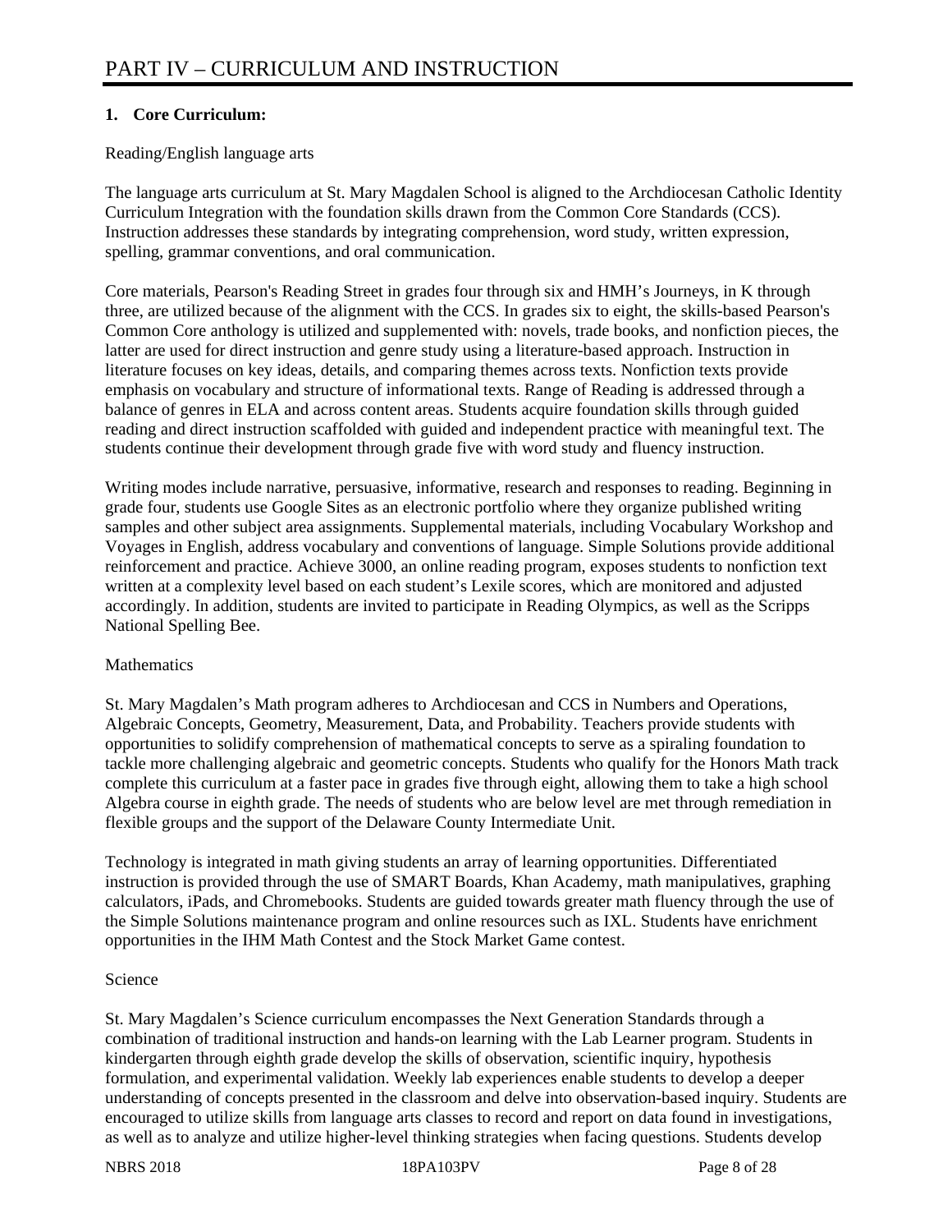# PART IV – CURRICULUM AND INSTRUCTION

**1. Core Curriculum:**

Reading/English language arts

The language arts curriculum at St. Mary Magdalen School is aligned to the Archdiocesan Catholic Identity Curriculum Integration with the foundation skills drawn from the Common Core Standards (CCS). Instruction addresses these standards by integrating comprehension, word study, written expression, spelling, grammar conventions, and oral communication.

Core materials, Pearson's Reading Street in grades four through six and HMH’s Journeys, in K through three, are utilized because of the alignment with the CCS. In grades six to eight, the skills-based Pearson's Common Core anthology is utilized and supplemented with: novels, trade books, and nonfiction pieces, the latter are used for direct instruction and genre study using a literature-based approach. Instruction in literature focuses on key ideas, details, and comparing themes across texts. Nonfiction texts provide emphasis on vocabulary and structure of informational texts. Range of Reading is addressed through a balance of genres in ELA and across content areas. Students acquire foundation skills through guided reading and direct instruction scaffolded with guided and independent practice with meaningful text. The students continue their development through grade five with word study and fluency instruction.

Writing modes include narrative, persuasive, informative, research and responses to reading. Beginning in grade four, students use Google Sites as an electronic portfolio where they organize published writing samples and other subject area assignments. Supplemental materials, including Vocabulary Workshop and Voyages in English, address vocabulary and conventions of language. Simple Solutions provide additional reinforcement and practice. Achieve 3000, an online reading program, exposes students to nonfiction text written at a complexity level based on each student’s Lexile scores, which are monitored and adjusted accordingly. In addition, students are invited to participate in Reading Olympics, as well as the Scripps National Spelling Bee.

Mathematics

St. Mary Magdalen’s Math program adheres to Archdiocesan and CCS in Numbers and Operations, Algebraic Concepts, Geometry, Measurement, Data, and Probability. Teachers provide students with opportunities to solidify comprehension of mathematical concepts to serve as a spiraling foundation to tackle more challenging algebraic and geometric concepts. Students who qualify for the Honors Math track complete this curriculum at a faster pace in grades five through eight, allowing them to take a high school Algebra course in eighth grade. The needs of students who are below level are met through remediation in flexible groups and the support of the Delaware County Intermediate Unit.

Technology is integrated in math giving students an array of learning opportunities. Differentiated instruction is provided through the use of SMART Boards, Khan Academy, math manipulatives, graphing calculators, iPads, and Chromebooks. Students are guided towards greater math fluency through the use of the Simple Solutions maintenance program and online resources such as IXL. Students have enrichment opportunities in the IHM Math Contest and the Stock Market Game contest.

Science

St. Mary Magdalen’s Science curriculum encompasses the Next Generation Standards through a combination of traditional instruction and hands-on learning with the Lab Learner program. Students in kindergarten through eighth grade develop the skills of observation, scientific inquiry, hypothesis formulation, and experimental validation. Weekly lab experiences enable students to develop a deeper understanding of concepts presented in the classroom and delve into observation-based inquiry. Students are encouraged to utilize skills from language arts classes to record and report on data found in investigations, as well as to analyze and utilize higher-level thinking strategies when facing questions. Students develop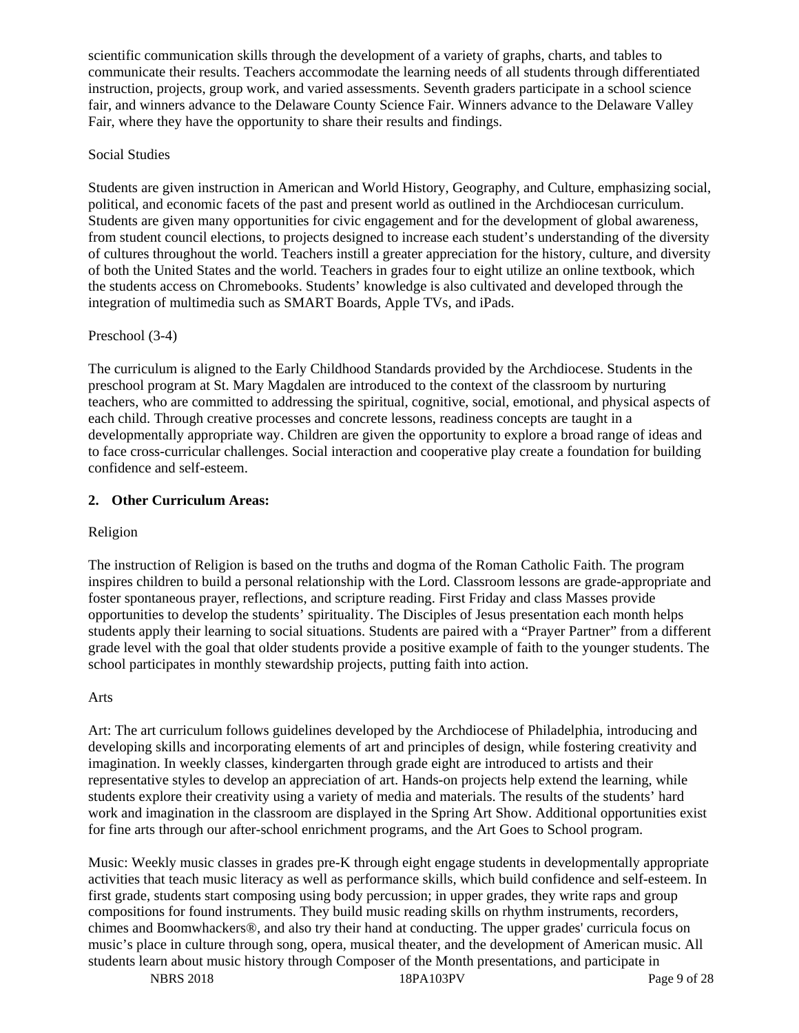scientific communication skills through the development of a variety of graphs, charts, and tables to communicate their results. Teachers accommodate the learning needs of all students through differentiated instruction, projects, group work, and varied assessments. Seventh graders participate in a school science fair, and winners advance to the Delaware County Science Fair. Winners advance to the Delaware Valley Fair, where they have the opportunity to share their results and findings.

Social Studies

Students are given instruction in American and World History, Geography, and Culture, emphasizing social, political, and economic facets of the past and present world as outlined in the Archdiocesan curriculum. Students are given many opportunities for civic engagement and for the development of global awareness, from student council elections, to projects designed to increase each student's understanding of the diversity of cultures throughout the world. Teachers instill a greater appreciation for the history, culture, and diversity of both the United States and the world. Teachers in grades four to eight utilize an online textbook, which the students access on Chromebooks. Students' knowledge is also cultivated and developed through the integration of multimedia such as SMART Boards, Apple TVs, and iPads.

Preschool (3-4)

The curriculum is aligned to the Early Childhood Standards provided by the Archdiocese. Students in the preschool program at St. Mary Magdalen are introduced to the context of the classroom by nurturing teachers, who are committed to addressing the spiritual, cognitive, social, emotional, and physical aspects of each child. Through creative processes and concrete lessons, readiness concepts are taught in a developmentally appropriate way. Children are given the opportunity to explore a broad range of ideas and to face cross-curricular challenges. Social interaction and cooperative play create a foundation for building confidence and self-esteem.

**2. Other Curriculum Areas:**

Religion

The instruction of Religion is based on the truths and dogma of the Roman Catholic Faith. The program inspires children to build a personal relationship with the Lord. Classroom lessons are grade-appropriate and foster spontaneous prayer, reflections, and scripture reading. First Friday and class Masses provide opportunities to develop the students' spirituality. The Disciples of Jesus presentation each month helps students apply their learning to social situations. Students are paired with a "Prayer Partner" from a different grade level with the goal that older students provide a positive example of faith to the younger students. The school participates in monthly stewardship projects, putting faith into action.

Arts

Art: The art curriculum follows guidelines developed by the Archdiocese of Philadelphia, introducing and developing skills and incorporating elements of art and principles of design, while fostering creativity and imagination. In weekly classes, kindergarten through grade eight are introduced to artists and their representative styles to develop an appreciation of art. Hands-on projects help extend the learning, while students explore their creativity using a variety of media and materials. The results of the students' hard work and imagination in the classroom are displayed in the Spring Art Show. Additional opportunities exist for fine arts through our after-school enrichment programs, and the Art Goes to School program.

Music: Weekly music classes in grades pre-K through eight engage students in developmentally appropriate activities that teach music literacy as well as performance skills, which build confidence and self-esteem. In first grade, students start composing using body percussion; in upper grades, they write raps and group compositions for found instruments. They build music reading skills on rhythm instruments, recorders, chimes and Boomwhackers®, and also try their hand at conducting. The upper grades' curricula focus on music's place in culture through song, opera, musical theater, and the development of American music. All students learn about music history through Composer of the Month presentations, and participate in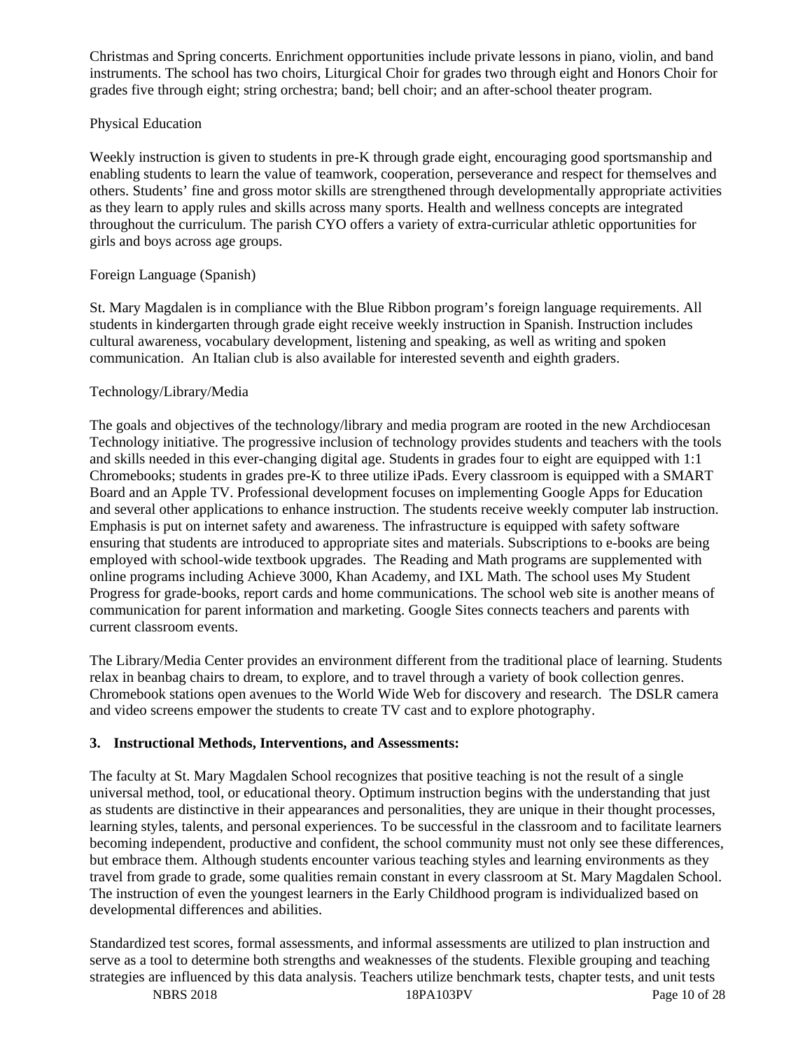Christmas and Spring concerts. Enrichment opportunities include private lessons in piano, violin, and band instruments. The school has two choirs, Liturgical Choir for grades two through eight and Honors Choir for grades five through eight; string orchestra; band; bell choir; and an after-school theater program.

Physical Education

Weekly instruction is given to students in pre-K through grade eight, encouraging good sportsmanship and enabling students to learn the value of teamwork, cooperation, perseverance and respect for themselves and others. Students' fine and gross motor skills are strengthened through developmentally appropriate activities as they learn to apply rules and skills across many sports. Health and wellness concepts are integrated throughout the curriculum. The parish CYO offers a variety of extra-curricular athletic opportunities for girls and boys across age groups.

Foreign Language (Spanish)

St. Mary Magdalen is in compliance with the Blue Ribbon program's foreign language requirements. All students in kindergarten through grade eight receive weekly instruction in Spanish. Instruction includes cultural awareness, vocabulary development, listening and speaking, as well as writing and spoken communication. An Italian club is also available for interested seventh and eighth graders.

Technology/Library/Media

The goals and objectives of the technology/library and media program are rooted in the new Archdiocesan Technology initiative. The progressive inclusion of technology provides students and teachers with the tools and skills needed in this ever-changing digital age. Students in grades four to eight are equipped with 1:1 Chromebooks; students in grades pre-K to three utilize iPads. Every classroom is equipped with a SMART Board and an Apple TV. Professional development focuses on implementing Google Apps for Education and several other applications to enhance instruction. The students receive weekly computer lab instruction. Emphasis is put on internet safety and awareness. The infrastructure is equipped with safety software ensuring that students are introduced to appropriate sites and materials. Subscriptions to e-books are being employed with school-wide textbook upgrades. The Reading and Math programs are supplemented with online programs including Achieve 3000, Khan Academy, and IXL Math. The school uses My Student Progress for grade-books, report cards and home communications. The school web site is another means of communication for parent information and marketing. Google Sites connects teachers and parents with current classroom events.

The Library/Media Center provides an environment different from the traditional place of learning. Students relax in beanbag chairs to dream, to explore, and to travel through a variety of book collection genres. Chromebook stations open avenues to the World Wide Web for discovery and research. The DSLR camera and video screens empower the students to create TV cast and to explore photography.

**3. Instructional Methods, Interventions, and Assessments:**

The faculty at St. Mary Magdalen School recognizes that positive teaching is not the result of a single universal method, tool, or educational theory. Optimum instruction begins with the understanding that just as students are distinctive in their appearances and personalities, they are unique in their thought processes, learning styles, talents, and personal experiences. To be successful in the classroom and to facilitate learners becoming independent, productive and confident, the school community must not only see these differences, but embrace them. Although students encounter various teaching styles and learning environments as they travel from grade to grade, some qualities remain constant in every classroom at St. Mary Magdalen School. The instruction of even the youngest learners in the Early Childhood program is individualized based on developmental differences and abilities.

Standardized test scores, formal assessments, and informal assessments are utilized to plan instruction and serve as a tool to determine both strengths and weaknesses of the students. Flexible grouping and teaching strategies are influenced by this data analysis. Teachers utilize benchmark tests, chapter tests, and unit tests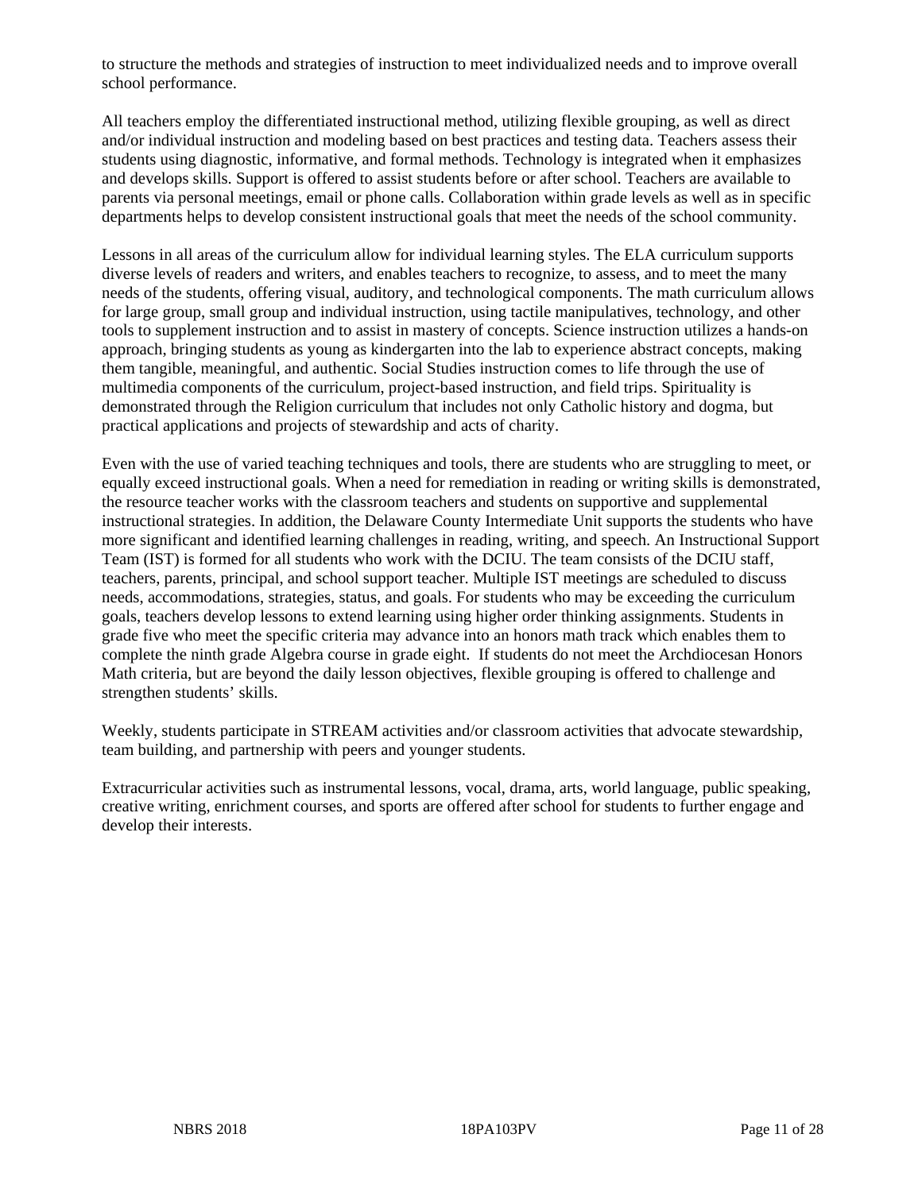to structure the methods and strategies of instruction to meet individualized needs and to improve overall school performance.

All teachers employ the differentiated instructional method, utilizing flexible grouping, as well as direct and/or individual instruction and modeling based on best practices and testing data. Teachers assess their students using diagnostic, informative, and formal methods. Technology is integrated when it emphasizes and develops skills. Support is offered to assist students before or after school. Teachers are available to parents via personal meetings, email or phone calls. Collaboration within grade levels as well as in specific departments helps to develop consistent instructional goals that meet the needs of the school community.

Lessons in all areas of the curriculum allow for individual learning styles. The ELA curriculum supports diverse levels of readers and writers, and enables teachers to recognize, to assess, and to meet the many needs of the students, offering visual, auditory, and technological components. The math curriculum allows for large group, small group and individual instruction, using tactile manipulatives, technology, and other tools to supplement instruction and to assist in mastery of concepts. Science instruction utilizes a hands-on approach, bringing students as young as kindergarten into the lab to experience abstract concepts, making them tangible, meaningful, and authentic. Social Studies instruction comes to life through the use of multimedia components of the curriculum, project-based instruction, and field trips. Spirituality is demonstrated through the Religion curriculum that includes not only Catholic history and dogma, but practical applications and projects of stewardship and acts of charity.

Even with the use of varied teaching techniques and tools, there are students who are struggling to meet, or equally exceed instructional goals. When a need for remediation in reading or writing skills is demonstrated, the resource teacher works with the classroom teachers and students on supportive and supplemental instructional strategies. In addition, the Delaware County Intermediate Unit supports the students who have more significant and identified learning challenges in reading, writing, and speech. An Instructional Support Team (IST) is formed for all students who work with the DCIU. The team consists of the DCIU staff, teachers, parents, principal, and school support teacher. Multiple IST meetings are scheduled to discuss needs, accommodations, strategies, status, and goals. For students who may be exceeding the curriculum goals, teachers develop lessons to extend learning using higher order thinking assignments. Students in grade five who meet the specific criteria may advance into an honors math track which enables them to complete the ninth grade Algebra course in grade eight. If students do not meet the Archdiocesan Honors Math criteria, but are beyond the daily lesson objectives, flexible grouping is offered to challenge and strengthen students' skills.

Weekly, students participate in STREAM activities and/or classroom activities that advocate stewardship, team building, and partnership with peers and younger students.

Extracurricular activities such as instrumental lessons, vocal, drama, arts, world language, public speaking, creative writing, enrichment courses, and sports are offered after school for students to further engage and develop their interests.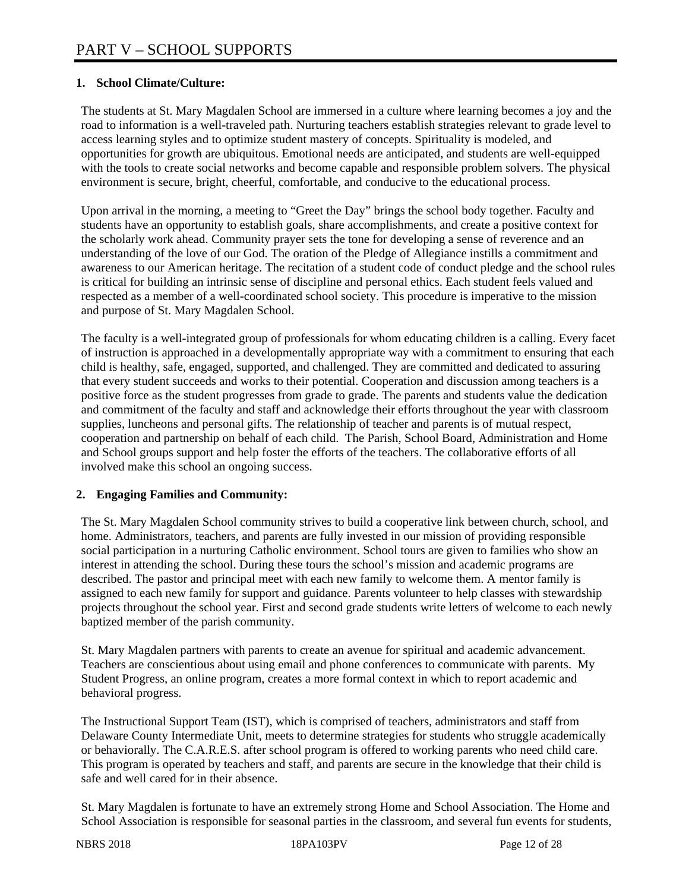# PART V – SCHOOL SUPPORTS

## 1. School Climate/Culture:

The students at St. Mary Magdalen School are immersed in a culture where learning becomes a joy and the road to information is a well-traveled path. Nurturing teachers establish strategies relevant to grade level to access learning styles and to optimize student mastery of concepts. Spirituality is modeled, and opportunities for growth are ubiquitous. Emotional needs are anticipated, and students are well-equipped with the tools to create social networks and become capable and responsible problem solvers. The physical environment is secure, bright, cheerful, comfortable, and conducive to the educational process.

Upon arrival in the morning, a meeting to "Greet the Day" brings the school body together. Faculty and students have an opportunity to establish goals, share accomplishments, and create a positive context for the scholarly work ahead. Community prayer sets the tone for developing a sense of reverence and an understanding of the love of our God. The oration of the Pledge of Allegiance instills a commitment and awareness to our American heritage. The recitation of a student code of conduct pledge and the school rules is critical for building an intrinsic sense of discipline and personal ethics. Each student feels valued and respected as a member of a well-coordinated school society. This procedure is imperative to the mission and purpose of St. Mary Magdalen School.

The faculty is a well-integrated group of professionals for whom educating children is a calling. Every facet of instruction is approached in a developmentally appropriate way with a commitment to ensuring that each child is healthy, safe, engaged, supported, and challenged. They are committed and dedicated to assuring that every student succeeds and works to their potential. Cooperation and discussion among teachers is a positive force as the student progresses from grade to grade. The parents and students value the dedication and commitment of the faculty and staff and acknowledge their efforts throughout the year with classroom supplies, luncheons and personal gifts. The relationship of teacher and parents is of mutual respect, cooperation and partnership on behalf of each child. The Parish, School Board, Administration and Home and School groups support and help foster the efforts of the teachers. The collaborative efforts of all involved make this school an ongoing success.

## 2. Engaging Families and Community:

The St. Mary Magdalen School community strives to build a cooperative link between church, school, and home. Administrators, teachers, and parents are fully invested in our mission of providing responsible social participation in a nurturing Catholic environment. School tours are given to families who show an interest in attending the school. During these tours the school's mission and academic programs are described. The pastor and principal meet with each new family to welcome them. A mentor family is assigned to each new family for support and guidance. Parents volunteer to help classes with stewardship projects throughout the school year. First and second grade students write letters of welcome to each newly baptized member of the parish community.

St. Mary Magdalen partners with parents to create an avenue for spiritual and academic advancement. Teachers are conscientious about using email and phone conferences to communicate with parents. My Student Progress, an online program, creates a more formal context in which to report academic and behavioral progress.

The Instructional Support Team (IST), which is comprised of teachers, administrators and staff from Delaware County Intermediate Unit, meets to determine strategies for students who struggle academically or behaviorally. The C.A.R.E.S. after school program is offered to working parents who need child care. This program is operated by teachers and staff, and parents are secure in the knowledge that their child is safe and well cared for in their absence.

St. Mary Magdalen is fortunate to have an extremely strong Home and School Association. The Home and School Association is responsible for seasonal parties in the classroom, and several fun events for students,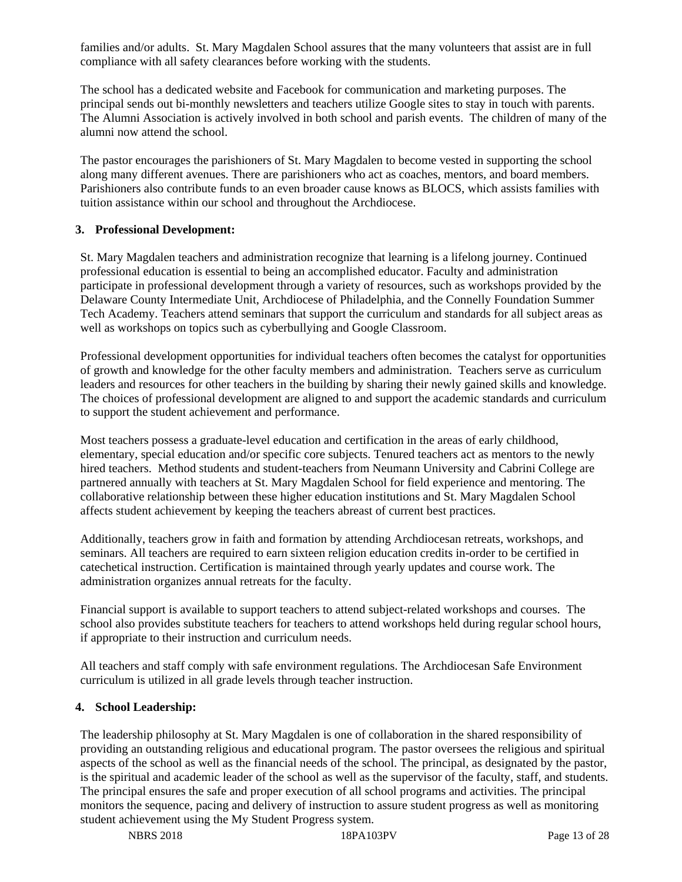families and/or adults. St. Mary Magdalen School assures that the many volunteers that assist are in full compliance with all safety clearances before working with the students.

The school has a dedicated website and Facebook for communication and marketing purposes. The principal sends out bi-monthly newsletters and teachers utilize Google sites to stay in touch with parents. The Alumni Association is actively involved in both school and parish events. The children of many of the alumni now attend the school.

The pastor encourages the parishioners of St. Mary Magdalen to become vested in supporting the school along many different avenues. There are parishioners who act as coaches, mentors, and board members. Parishioners also contribute funds to an even broader cause knows as BLOCS, which assists families with tuition assistance within our school and throughout the Archdiocese.

### 3. Professional Development:

St. Mary Magdalen teachers and administration recognize that learning is a lifelong journey. Continued professional education is essential to being an accomplished educator. Faculty and administration participate in professional development through a variety of resources, such as workshops provided by the Delaware County Intermediate Unit, Archdiocese of Philadelphia, and the Connelly Foundation Summer Tech Academy. Teachers attend seminars that support the curriculum and standards for all subject areas as well as workshops on topics such as cyberbullying and Google Classroom.

Professional development opportunities for individual teachers often becomes the catalyst for opportunities of growth and knowledge for the other faculty members and administration. Teachers serve as curriculum leaders and resources for other teachers in the building by sharing their newly gained skills and knowledge. The choices of professional development are aligned to and support the academic standards and curriculum to support the student achievement and performance.

Most teachers possess a graduate-level education and certification in the areas of early childhood, elementary, special education and/or specific core subjects. Tenured teachers act as mentors to the newly hired teachers. Method students and student-teachers from Neumann University and Cabrini College are partnered annually with teachers at St. Mary Magdalen School for field experience and mentoring. The collaborative relationship between these higher education institutions and St. Mary Magdalen School affects student achievement by keeping the teachers abreast of current best practices.

Additionally, teachers grow in faith and formation by attending Archdiocesan retreats, workshops, and seminars. All teachers are required to earn sixteen religion education credits in-order to be certified in catechetical instruction. Certification is maintained through yearly updates and course work. The administration organizes annual retreats for the faculty.

Financial support is available to support teachers to attend subject-related workshops and courses. The school also provides substitute teachers for teachers to attend workshops held during regular school hours, if appropriate to their instruction and curriculum needs.

All teachers and staff comply with safe environment regulations. The Archdiocesan Safe Environment curriculum is utilized in all grade levels through teacher instruction.

### 4. School Leadership:

The leadership philosophy at St. Mary Magdalen is one of collaboration in the shared responsibility of providing an outstanding religious and educational program. The pastor oversees the religious and spiritual aspects of the school as well as the financial needs of the school. The principal, as designated by the pastor, is the spiritual and academic leader of the school as well as the supervisor of the faculty, staff, and students. The principal ensures the safe and proper execution of all school programs and activities. The principal monitors the sequence, pacing and delivery of instruction to assure student progress as well as monitoring student achievement using the My Student Progress system.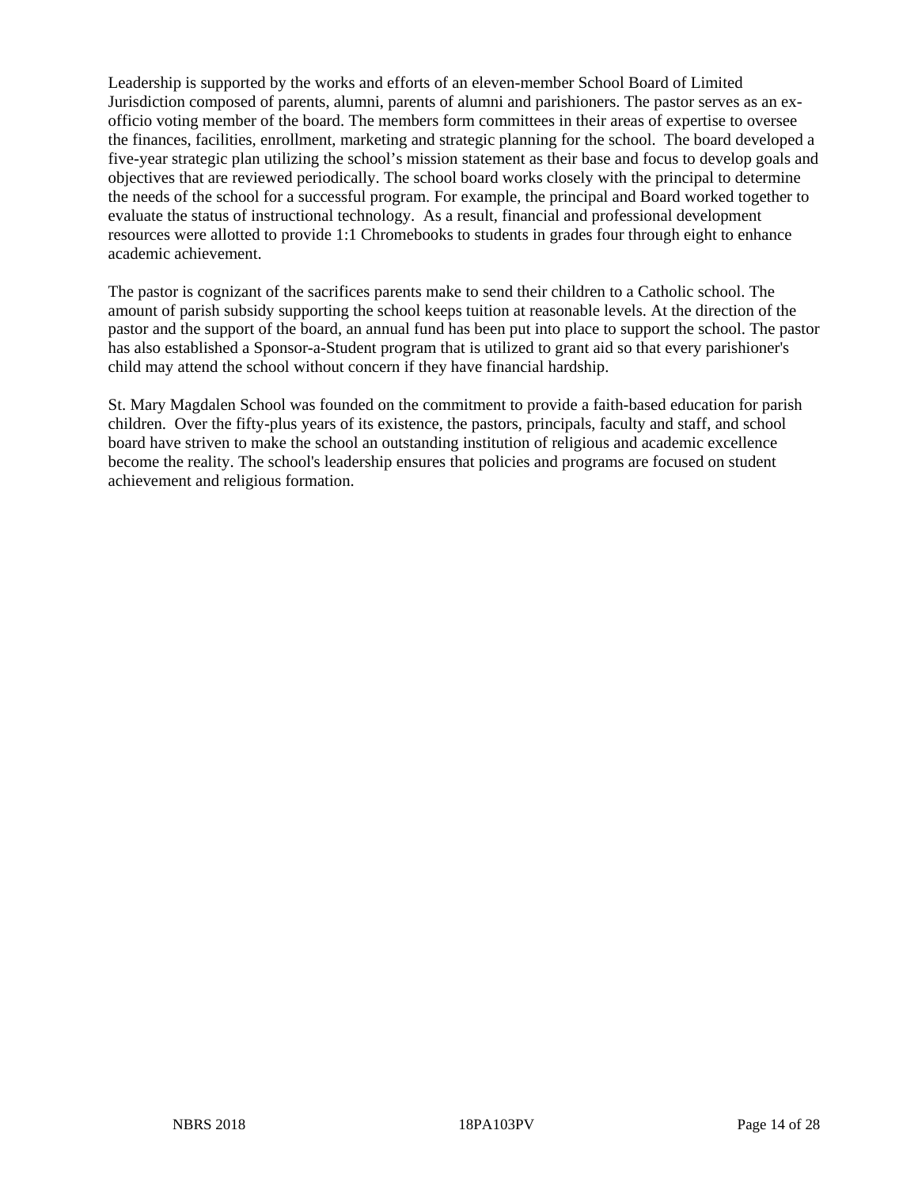Leadership is supported by the works and efforts of an eleven-member School Board of Limited Jurisdiction composed of parents, alumni, parents of alumni and parishioners. The pastor serves as an ex-officio voting member of the board. The members form committees in their areas of expertise to oversee the finances, facilities, enrollment, marketing and strategic planning for the school. The board developed a five-year strategic plan utilizing the school's mission statement as their base and focus to develop goals and objectives that are reviewed periodically. The school board works closely with the principal to determine the needs of the school for a successful program. For example, the principal and Board worked together to evaluate the status of instructional technology. As a result, financial and professional development resources were allotted to provide 1:1 Chromebooks to students in grades four through eight to enhance academic achievement.

The pastor is cognizant of the sacrifices parents make to send their children to a Catholic school. The amount of parish subsidy supporting the school keeps tuition at reasonable levels. At the direction of the pastor and the support of the board, an annual fund has been put into place to support the school. The pastor has also established a Sponsor-a-Student program that is utilized to grant aid so that every parishioner's child may attend the school without concern if they have financial hardship.

St. Mary Magdalen School was founded on the commitment to provide a faith-based education for parish children. Over the fifty-plus years of its existence, the pastors, principals, faculty and staff, and school board have striven to make the school an outstanding institution of religious and academic excellence become the reality. The school's leadership ensures that policies and programs are focused on student achievement and religious formation.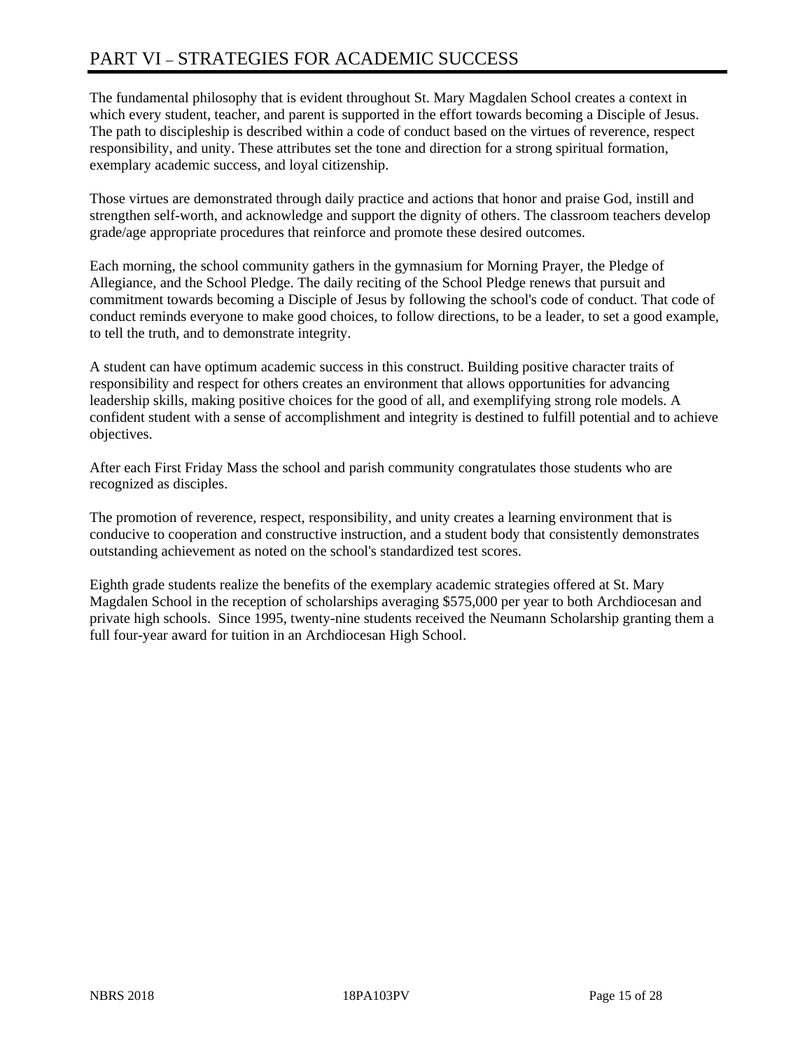# PART VI – STRATEGIES FOR ACADEMIC SUCCESS

The fundamental philosophy that is evident throughout St. Mary Magdalen School creates a context in which every student, teacher, and parent is supported in the effort towards becoming a Disciple of Jesus. The path to discipleship is described within a code of conduct based on the virtues of reverence, respect responsibility, and unity. These attributes set the tone and direction for a strong spiritual formation, exemplary academic success, and loyal citizenship.

Those virtues are demonstrated through daily practice and actions that honor and praise God, instill and strengthen self-worth, and acknowledge and support the dignity of others. The classroom teachers develop grade/age appropriate procedures that reinforce and promote these desired outcomes.

Each morning, the school community gathers in the gymnasium for Morning Prayer, the Pledge of Allegiance, and the School Pledge. The daily reciting of the School Pledge renews that pursuit and commitment towards becoming a Disciple of Jesus by following the school's code of conduct. That code of conduct reminds everyone to make good choices, to follow directions, to be a leader, to set a good example, to tell the truth, and to demonstrate integrity.

A student can have optimum academic success in this construct. Building positive character traits of responsibility and respect for others creates an environment that allows opportunities for advancing leadership skills, making positive choices for the good of all, and exemplifying strong role models. A confident student with a sense of accomplishment and integrity is destined to fulfill potential and to achieve objectives.

After each First Friday Mass the school and parish community congratulates those students who are recognized as disciples.

The promotion of reverence, respect, responsibility, and unity creates a learning environment that is conducive to cooperation and constructive instruction, and a student body that consistently demonstrates outstanding achievement as noted on the school's standardized test scores.

Eighth grade students realize the benefits of the exemplary academic strategies offered at St. Mary Magdalen School in the reception of scholarships averaging $575,000 per year to both Archdiocesan and private high schools. Since 1995, twenty-nine students received the Neumann Scholarship granting them a full four-year award for tuition in an Archdiocesan High School.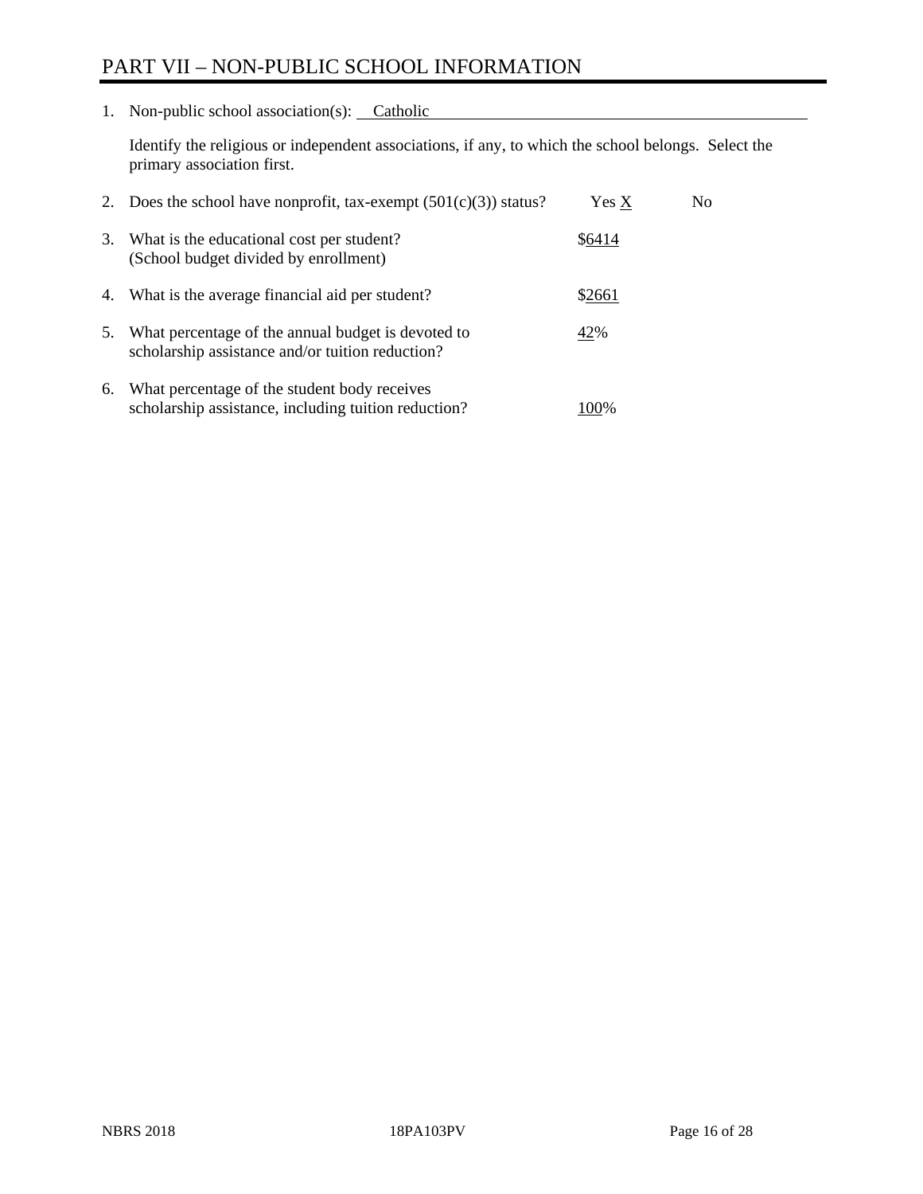# PART VII – NON-PUBLIC SCHOOL INFORMATION

1. Non-public school association(s): Catholic

   Identify the religious or independent associations, if any, to which the school belongs. Select the primary association first.

2. Does the school have nonprofit, tax-exempt (501(c)(3)) status? Yes X No

3. What is the educational cost per student? (School budget divided by enrollment) $6414

4. What is the average financial aid per student? $2661

5. What percentage of the annual budget is devoted to scholarship assistance and/or tuition reduction? 42%

6. What percentage of the student body receives scholarship assistance, including tuition reduction? 100%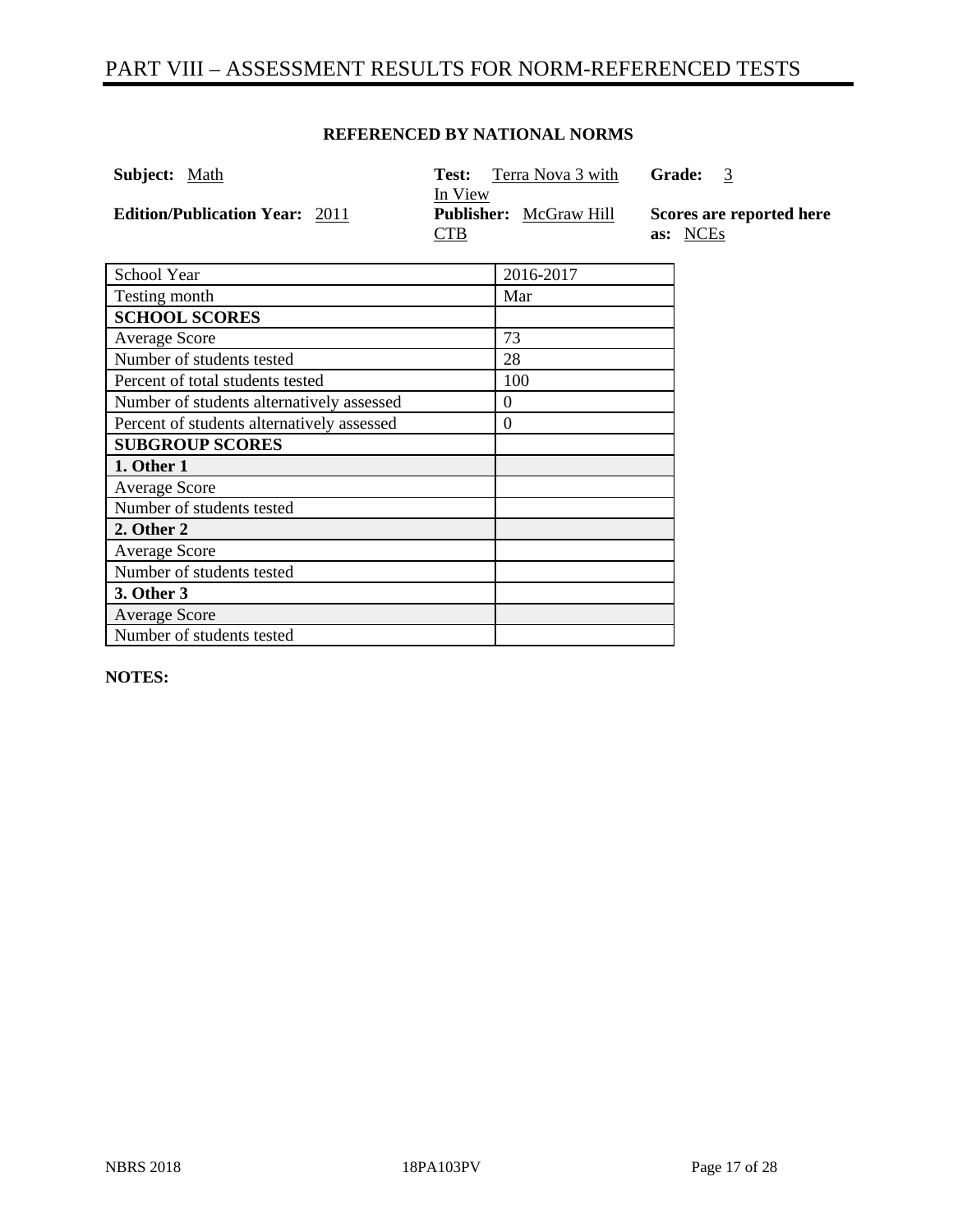# PART VIII – ASSESSMENT RESULTS FOR NORM-REFERENCED TESTS

**REFERENCED BY NATIONAL NORMS**

**Subject:** Math

**Test:** Terra Nova 3 with In View

**Grade:** 3

**Edition/Publication Year:** 2011

**Publisher:** McGraw Hill CTB

**Scores are reported here as:** NCEs

| School Year | 2016-2017 |
|---|---|
| Testing month | Mar |
| **SCHOOL SCORES** | |
| Average Score | 73 |
| Number of students tested | 28 |
| Percent of total students tested | 100 |
| Number of students alternatively assessed | 0 |
| Percent of students alternatively assessed | 0 |
| **SUBGROUP SCORES** | |
| **1. Other 1** | |
| Average Score | |
| Number of students tested | |
| **2. Other 2** | |
| Average Score | |
| Number of students tested | |
| **3. Other 3** | |
| Average Score | |
| Number of students tested | |

**NOTES:**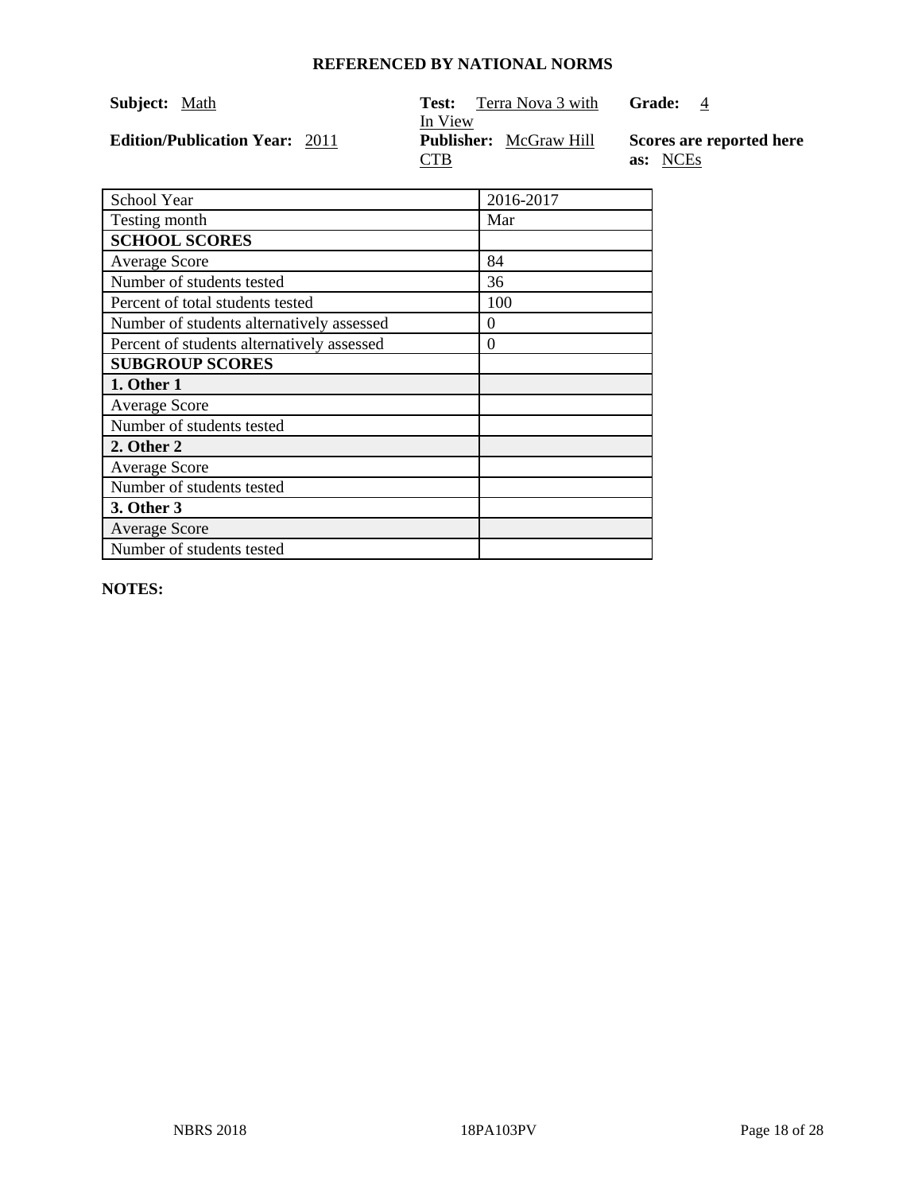**REFERENCED BY NATIONAL NORMS**

**Subject:** Math

**Test:** Terra Nova 3 with In View

**Grade:** 4

**Edition/Publication Year:** 2011

**Publisher:** McGraw Hill CTB

**Scores are reported here as:** NCEs

| School Year | 2016-2017 |
|---|---|
| Testing month | Mar |
| **SCHOOL SCORES** | |
| Average Score | 84 |
| Number of students tested | 36 |
| Percent of total students tested | 100 |
| Number of students alternatively assessed | 0 |
| Percent of students alternatively assessed | 0 |
| **SUBGROUP SCORES** | |
| **1. Other 1** | |
| Average Score | |
| Number of students tested | |
| **2. Other 2** | |
| Average Score | |
| Number of students tested | |
| **3. Other 3** | |
| Average Score | |
| Number of students tested | |

**NOTES:**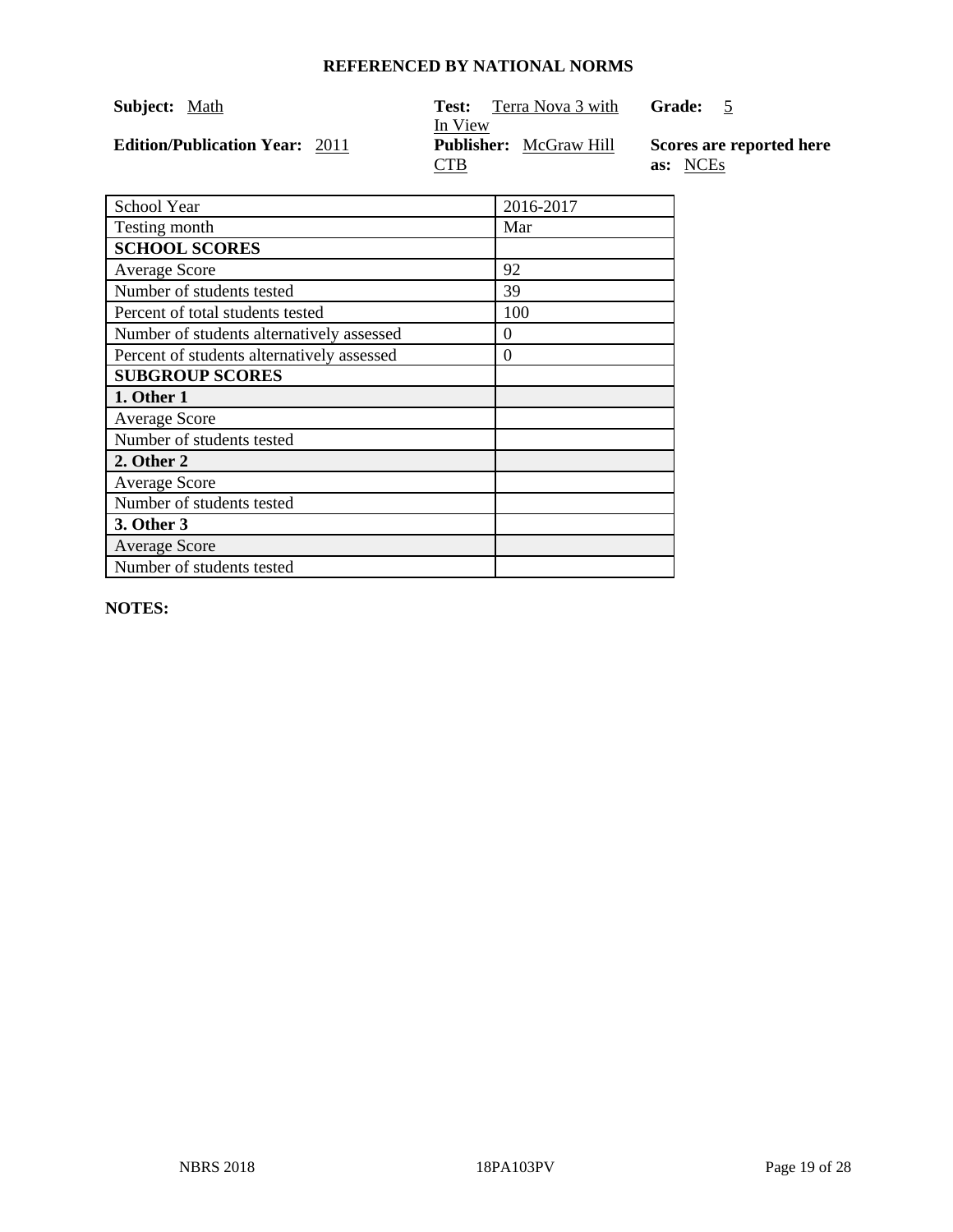**REFERENCED BY NATIONAL NORMS**

**Subject:** Math

**Test:** Terra Nova 3 with In View

**Grade:** 5

**Edition/Publication Year:** 2011

**Publisher:** McGraw Hill CTB

**Scores are reported here as:** NCEs

| School Year | 2016-2017 |
|---|---|
| Testing month | Mar |
| **SCHOOL SCORES** | |
| Average Score | 92 |
| Number of students tested | 39 |
| Percent of total students tested | 100 |
| Number of students alternatively assessed | 0 |
| Percent of students alternatively assessed | 0 |
| **SUBGROUP SCORES** | |
| **1. Other 1** | |
| Average Score | |
| Number of students tested | |
| **2. Other 2** | |
| Average Score | |
| Number of students tested | |
| **3. Other 3** | |
| Average Score | |
| Number of students tested | |

**NOTES:**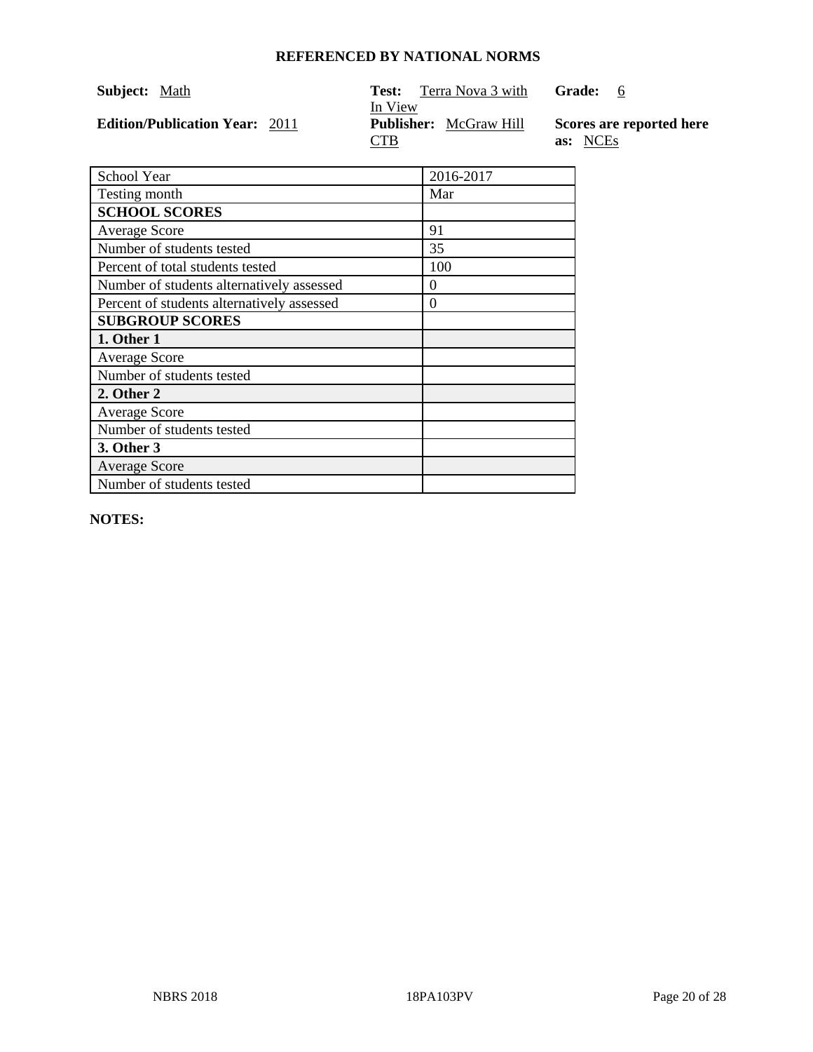**REFERENCED BY NATIONAL NORMS**

**Subject:** Math

**Test:** Terra Nova 3 with In View

**Grade:** 6

**Edition/Publication Year:** 2011

**Publisher:** McGraw Hill CTB

**Scores are reported here as:** NCEs

| School Year | 2016-2017 |
|---|---|
| Testing month | Mar |
| **SCHOOL SCORES** | |
| Average Score | 91 |
| Number of students tested | 35 |
| Percent of total students tested | 100 |
| Number of students alternatively assessed | 0 |
| Percent of students alternatively assessed | 0 |
| **SUBGROUP SCORES** | |
| **1. Other 1** | |
| Average Score | |
| Number of students tested | |
| **2. Other 2** | |
| Average Score | |
| Number of students tested | |
| **3. Other 3** | |
| Average Score | |
| Number of students tested | |

**NOTES:**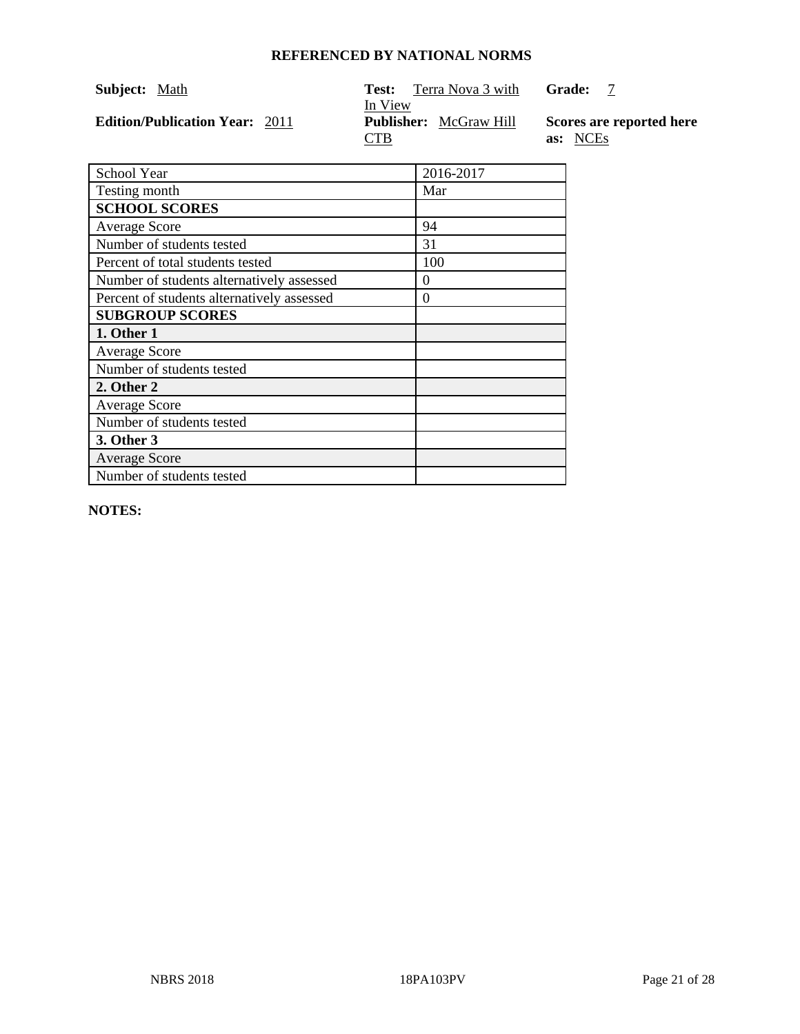**REFERENCED BY NATIONAL NORMS**

**Subject:** Math

**Test:** Terra Nova 3 with In View

**Grade:** 7

**Edition/Publication Year:** 2011

**Publisher:** McGraw Hill CTB

**Scores are reported here as:** NCEs

| School Year | 2016-2017 |
|---|---|
| Testing month | Mar |
| **SCHOOL SCORES** | |
| Average Score | 94 |
| Number of students tested | 31 |
| Percent of total students tested | 100 |
| Number of students alternatively assessed | 0 |
| Percent of students alternatively assessed | 0 |
| **SUBGROUP SCORES** | |
| **1. Other 1** | |
| Average Score | |
| Number of students tested | |
| **2. Other 2** | |
| Average Score | |
| Number of students tested | |
| **3. Other 3** | |
| Average Score | |
| Number of students tested | |

**NOTES:**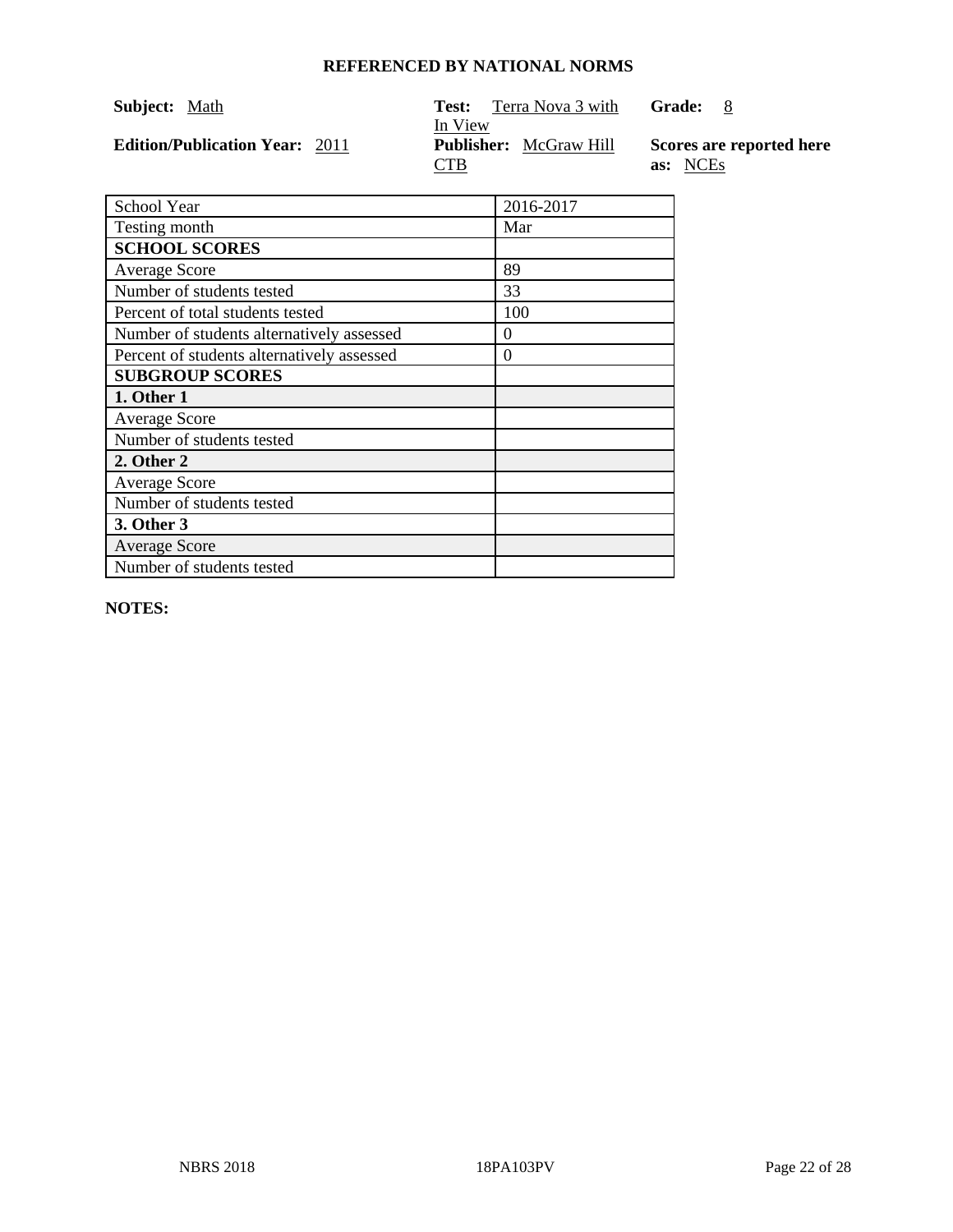## REFERENCED BY NATIONAL NORMS

**Subject:** Math

**Test:** Terra Nova 3 with In View

**Grade:** 8

**Edition/Publication Year:** 2011

**Publisher:** McGraw Hill CTB

**Scores are reported here as:** NCEs

| School Year | 2016-2017 |
|---|---|
| Testing month | Mar |
| **SCHOOL SCORES** | |
| Average Score | 89 |
| Number of students tested | 33 |
| Percent of total students tested | 100 |
| Number of students alternatively assessed | 0 |
| Percent of students alternatively assessed | 0 |
| **SUBGROUP SCORES** | |
| **1. Other 1** | |
| Average Score | |
| Number of students tested | |
| **2. Other 2** | |
| Average Score | |
| Number of students tested | |
| **3. Other 3** | |
| Average Score | |
| Number of students tested | |

**NOTES:**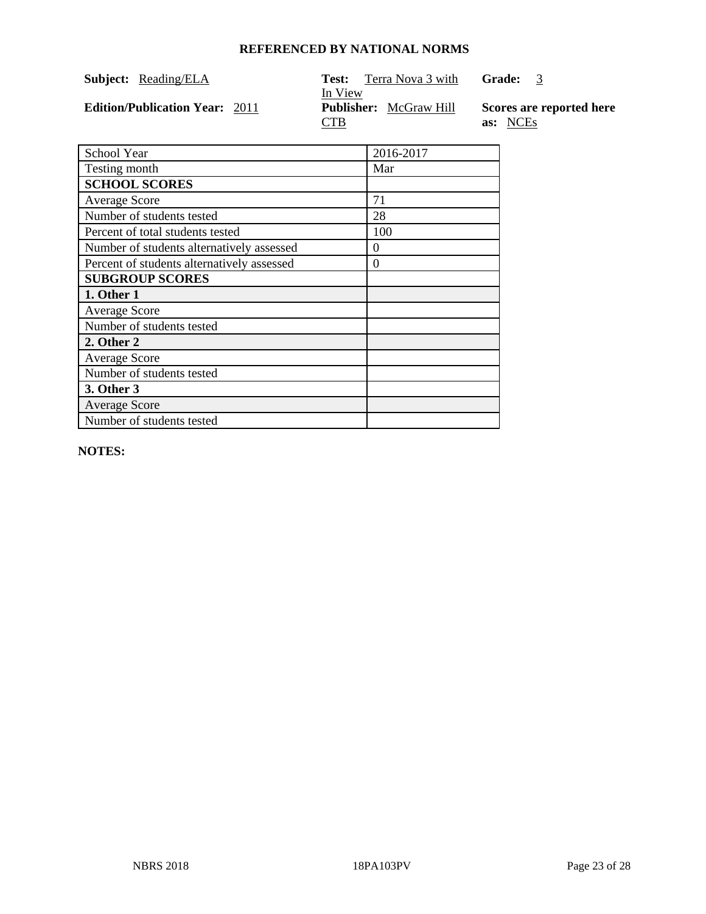**REFERENCED BY NATIONAL NORMS**

**Subject:** Reading/ELA

**Test:** Terra Nova 3 with In View

**Grade:** 3

**Edition/Publication Year:** 2011

**Publisher:** McGraw Hill CTB

**Scores are reported here as:** NCEs

| School Year | 2016-2017 |
|---|---|
| Testing month | Mar |
| **SCHOOL SCORES** | |
| Average Score | 71 |
| Number of students tested | 28 |
| Percent of total students tested | 100 |
| Number of students alternatively assessed | 0 |
| Percent of students alternatively assessed | 0 |
| **SUBGROUP SCORES** | |
| **1. Other 1** | |
| Average Score | |
| Number of students tested | |
| **2. Other 2** | |
| Average Score | |
| Number of students tested | |
| **3. Other 3** | |
| Average Score | |
| Number of students tested | |

**NOTES:**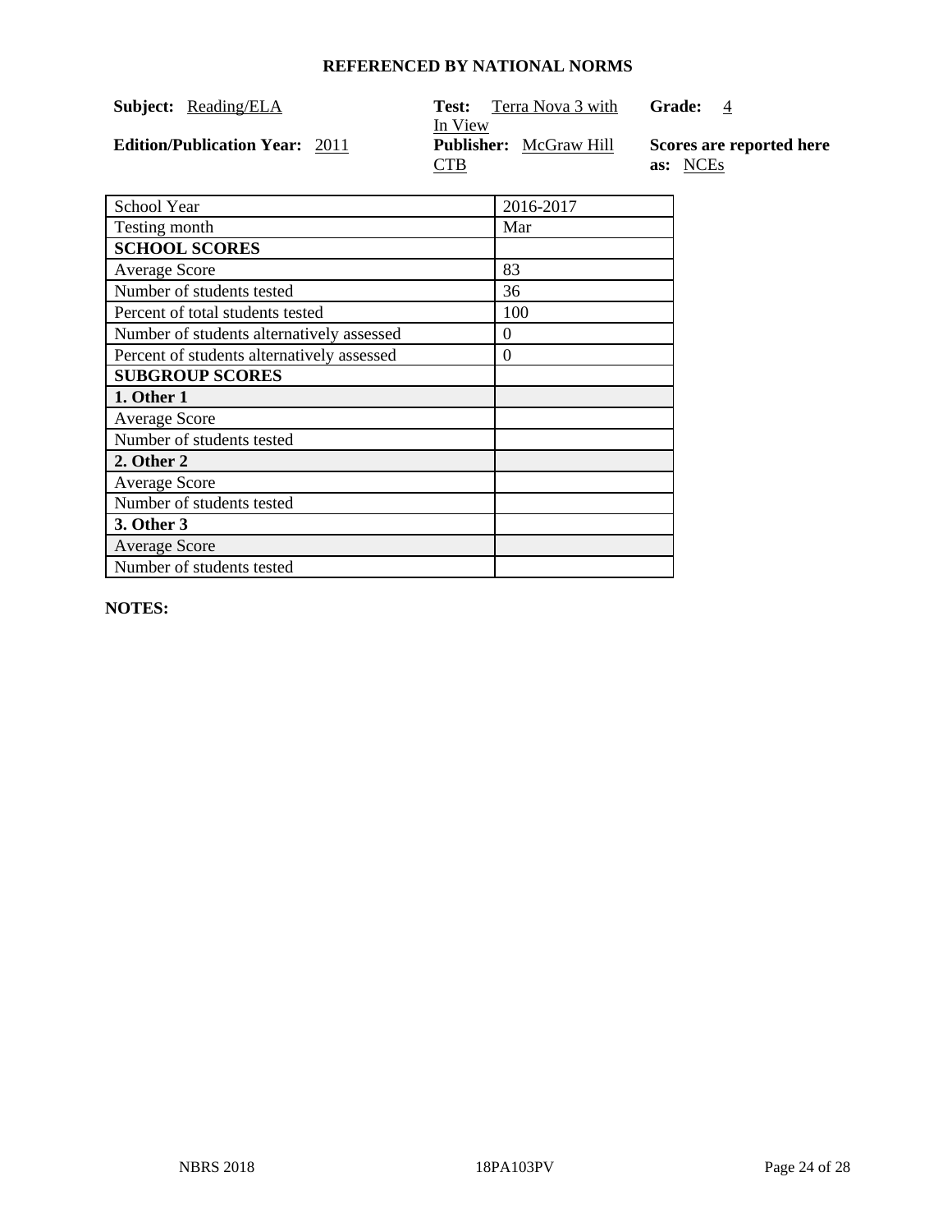**REFERENCED BY NATIONAL NORMS**

**Subject:** Reading/ELA

**Test:** Terra Nova 3 with In View

**Grade:** 4

**Edition/Publication Year:** 2011

**Publisher:** McGraw Hill CTB

**Scores are reported here as:** NCEs

| School Year | 2016-2017 |
|---|---|
| Testing month | Mar |
| **SCHOOL SCORES** | |
| Average Score | 83 |
| Number of students tested | 36 |
| Percent of total students tested | 100 |
| Number of students alternatively assessed | 0 |
| Percent of students alternatively assessed | 0 |
| **SUBGROUP SCORES** | |
| **1. Other 1** | |
| Average Score | |
| Number of students tested | |
| **2. Other 2** | |
| Average Score | |
| Number of students tested | |
| **3. Other 3** | |
| Average Score | |
| Number of students tested | |

**NOTES:**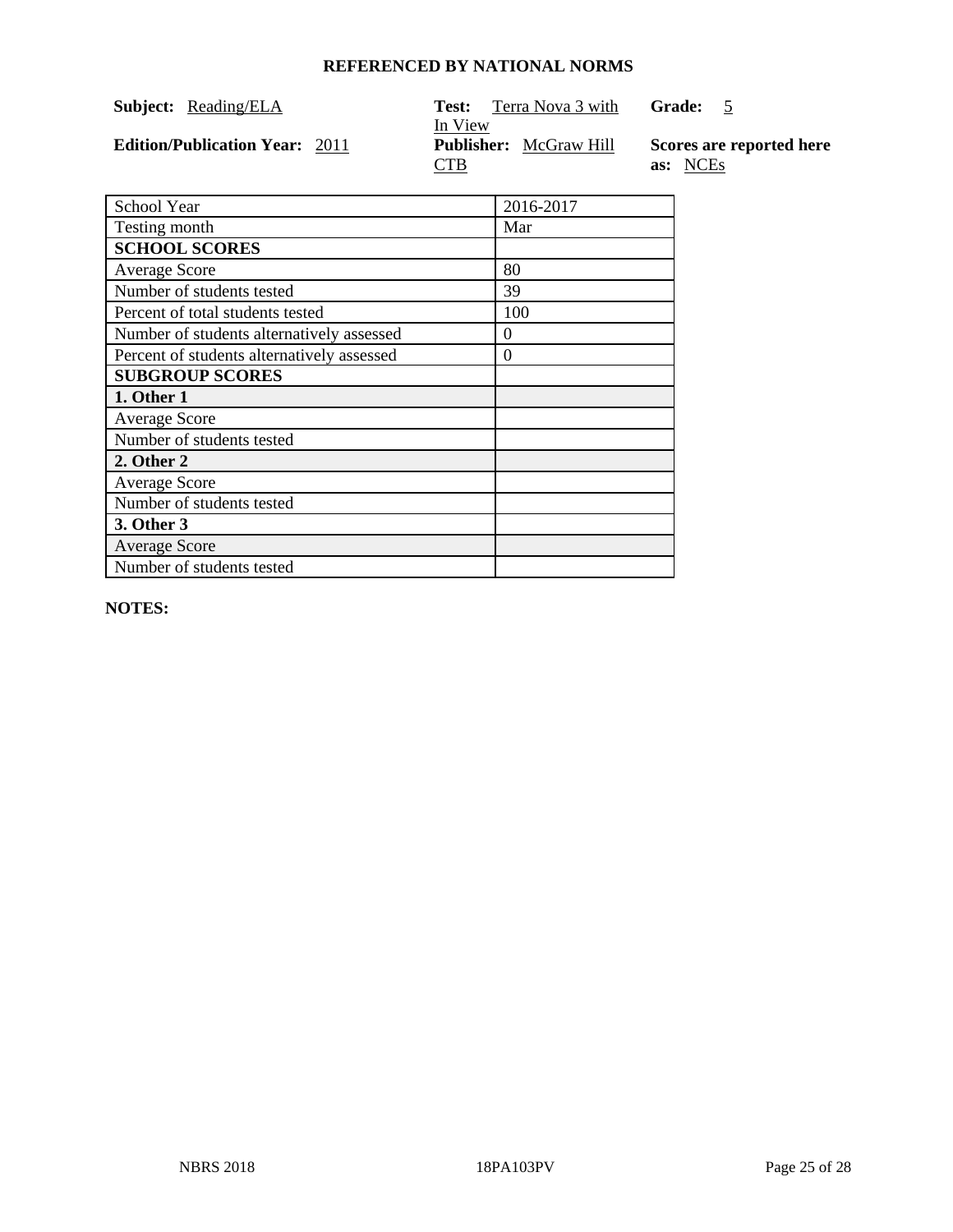**REFERENCED BY NATIONAL NORMS**

**Subject:** Reading/ELA

**Test:** Terra Nova 3 with In View

**Grade:** 5

**Edition/Publication Year:** 2011

**Publisher:** McGraw Hill CTB

**Scores are reported here as:** NCEs

| School Year | 2016-2017 |
|---|---|
| Testing month | Mar |
| **SCHOOL SCORES** | |
| Average Score | 80 |
| Number of students tested | 39 |
| Percent of total students tested | 100 |
| Number of students alternatively assessed | 0 |
| Percent of students alternatively assessed | 0 |
| **SUBGROUP SCORES** | |
| **1. Other 1** | |
| Average Score | |
| Number of students tested | |
| **2. Other 2** | |
| Average Score | |
| Number of students tested | |
| **3. Other 3** | |
| Average Score | |
| Number of students tested | |

**NOTES:**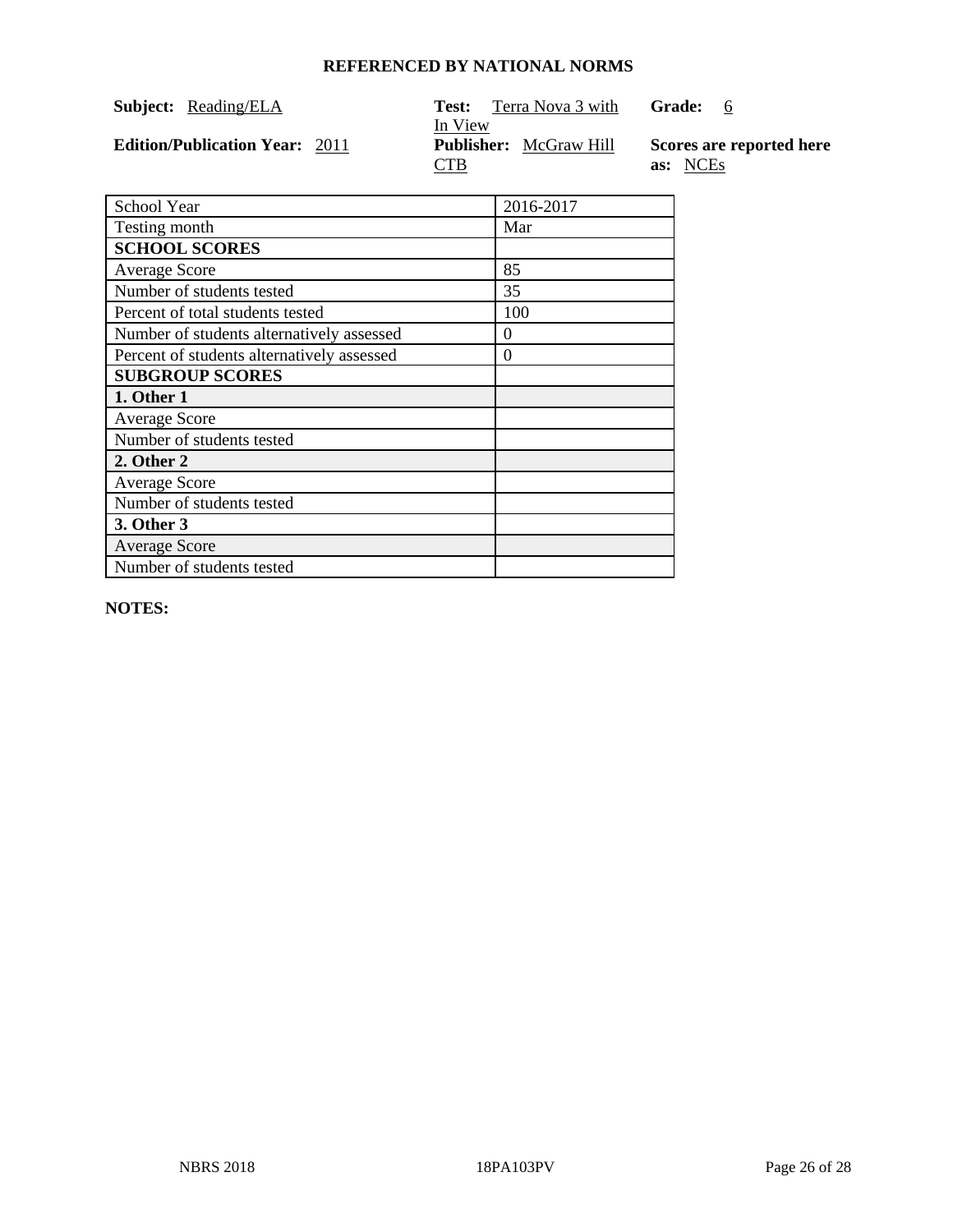**REFERENCED BY NATIONAL NORMS**

**Subject:** Reading/ELA

**Test:** Terra Nova 3 with In View

**Grade:** 6

**Edition/Publication Year:** 2011

**Publisher:** McGraw Hill CTB

**Scores are reported here as:** NCEs

| School Year | 2016-2017 |
|---|---|
| Testing month | Mar |
| **SCHOOL SCORES** | |
| Average Score | 85 |
| Number of students tested | 35 |
| Percent of total students tested | 100 |
| Number of students alternatively assessed | 0 |
| Percent of students alternatively assessed | 0 |
| **SUBGROUP SCORES** | |
| **1. Other 1** | |
| Average Score | |
| Number of students tested | |
| **2. Other 2** | |
| Average Score | |
| Number of students tested | |
| **3. Other 3** | |
| Average Score | |
| Number of students tested | |

**NOTES:**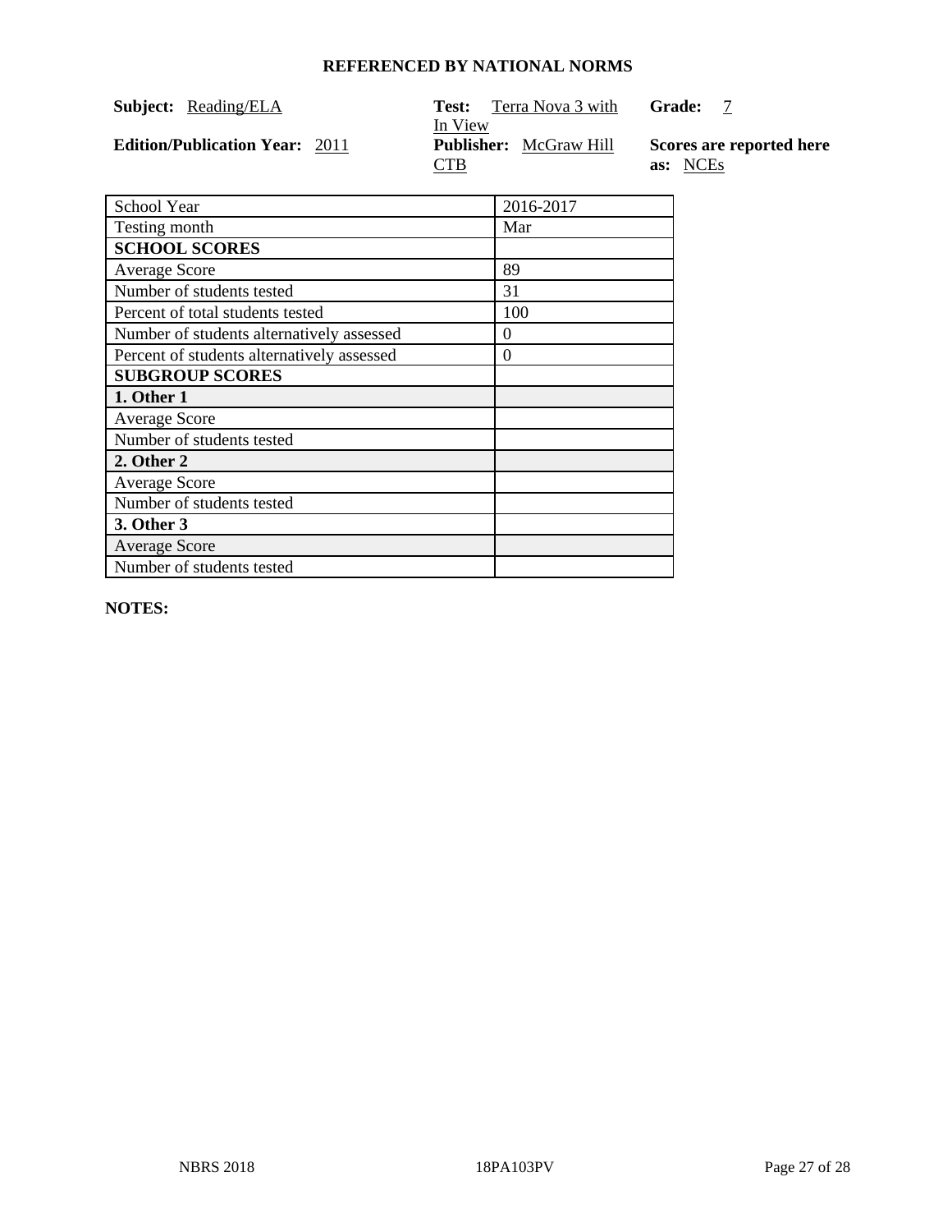**REFERENCED BY NATIONAL NORMS**

**Subject:** Reading/ELA

**Test:** Terra Nova 3 with In View

**Grade:** 7

**Edition/Publication Year:** 2011

**Publisher:** McGraw Hill CTB

**Scores are reported here as:** NCEs

| School Year | 2016-2017 |
|---|---|
| Testing month | Mar |
| **SCHOOL SCORES** | |
| Average Score | 89 |
| Number of students tested | 31 |
| Percent of total students tested | 100 |
| Number of students alternatively assessed | 0 |
| Percent of students alternatively assessed | 0 |
| **SUBGROUP SCORES** | |
| **1. Other 1** | |
| Average Score | |
| Number of students tested | |
| **2. Other 2** | |
| Average Score | |
| Number of students tested | |
| **3. Other 3** | |
| Average Score | |
| Number of students tested | |

**NOTES:**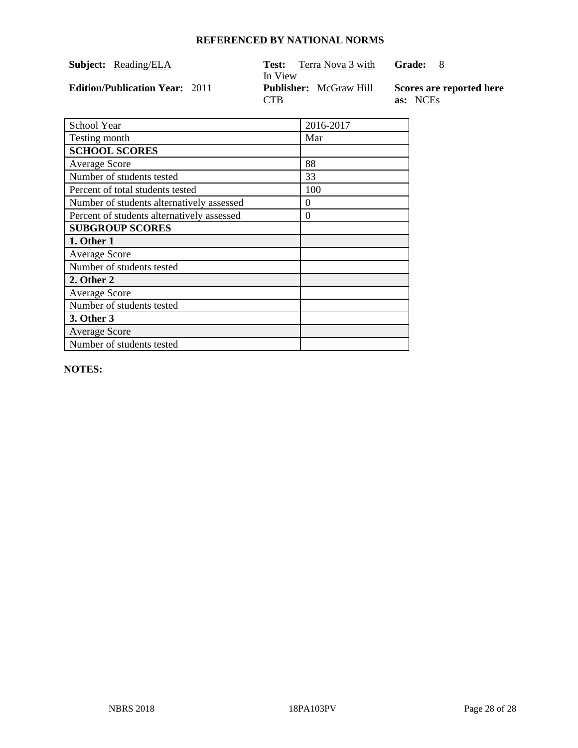**REFERENCED BY NATIONAL NORMS**

**Subject:** Reading/ELA

**Test:** Terra Nova 3 with In View

**Grade:** 8

**Edition/Publication Year:** 2011

**Publisher:** McGraw Hill CTB

**Scores are reported here as:** NCEs

| | |
|---|---|
| School Year | 2016-2017 |
| Testing month | Mar |
| **SCHOOL SCORES** | |
| Average Score | 88 |
| Number of students tested | 33 |
| Percent of total students tested | 100 |
| Number of students alternatively assessed | 0 |
| Percent of students alternatively assessed | 0 |
| **SUBGROUP SCORES** | |
| **1. Other 1** | |
| Average Score | |
| Number of students tested | |
| **2. Other 2** | |
| Average Score | |
| Number of students tested | |
| **3. Other 3** | |
| Average Score | |
| Number of students tested | |

**NOTES:**